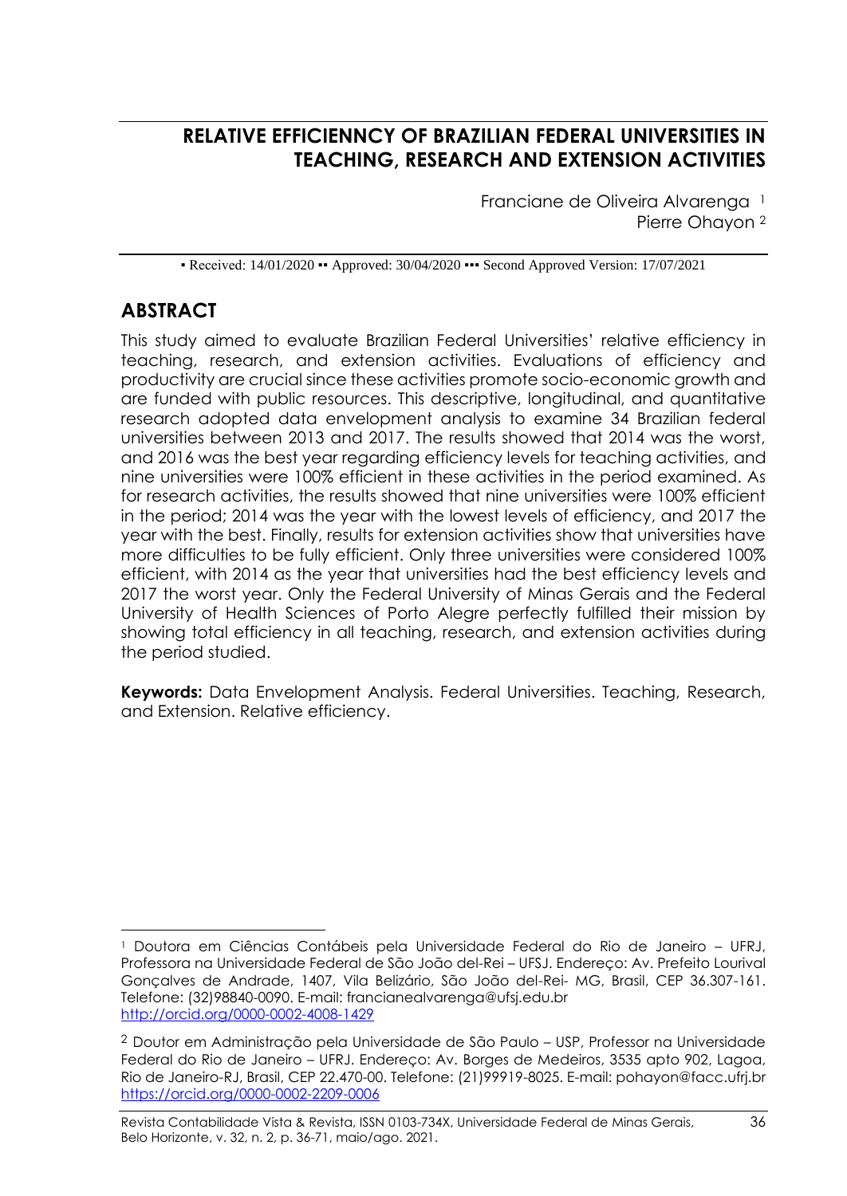# RELATIVE EFFICIENNCY OF BRAZILIAN FEDERAL UNIVERSITIES IN TEACHING, RESEARCH AND EXTENSION ACTIVITIES

Franciane de Oliveira Alvarenga [1]
Pierre Ohayon [2]

▪ Received: 14/01/2020 ▪▪ Approved: 30/04/2020 ▪▪▪ Second Approved Version: 17/07/2021

## ABSTRACT

This study aimed to evaluate Brazilian Federal Universities' relative efficiency in teaching, research, and extension activities. Evaluations of efficiency and productivity are crucial since these activities promote socio-economic growth and are funded with public resources. This descriptive, longitudinal, and quantitative research adopted data envelopment analysis to examine 34 Brazilian federal universities between 2013 and 2017. The results showed that 2014 was the worst, and 2016 was the best year regarding efficiency levels for teaching activities, and nine universities were 100% efficient in these activities in the period examined. As for research activities, the results showed that nine universities were 100% efficient in the period; 2014 was the year with the lowest levels of efficiency, and 2017 the year with the best. Finally, results for extension activities show that universities have more difficulties to be fully efficient. Only three universities were considered 100% efficient, with 2014 as the year that universities had the best efficiency levels and 2017 the worst year. Only the Federal University of Minas Gerais and the Federal University of Health Sciences of Porto Alegre perfectly fulfilled their mission by showing total efficiency in all teaching, research, and extension activities during the period studied.

**Keywords:** Data Envelopment Analysis. Federal Universities. Teaching, Research, and Extension. Relative efficiency.

---

[1] Doutora em Ciências Contábeis pela Universidade Federal do Rio de Janeiro – UFRJ, Professora na Universidade Federal de São João del-Rei – UFSJ. Endereço: Av. Prefeito Lourival Gonçalves de Andrade, 1407, Vila Belizário, São João del-Rei- MG, Brasil, CEP 36.307-161. Telefone: (32)98840-0090. E-mail: francianealvarenga@ufsj.edu.br http://orcid.org/0000-0002-4008-1429

[2] Doutor em Administração pela Universidade de São Paulo – USP, Professor na Universidade Federal do Rio de Janeiro – UFRJ. Endereço: Av. Borges de Medeiros, 3535 apto 902, Lagoa, Rio de Janeiro-RJ, Brasil, CEP 22.470-00. Telefone: (21)99919-8025. E-mail: pohayon@facc.ufrj.br https://orcid.org/0000-0002-2209-0006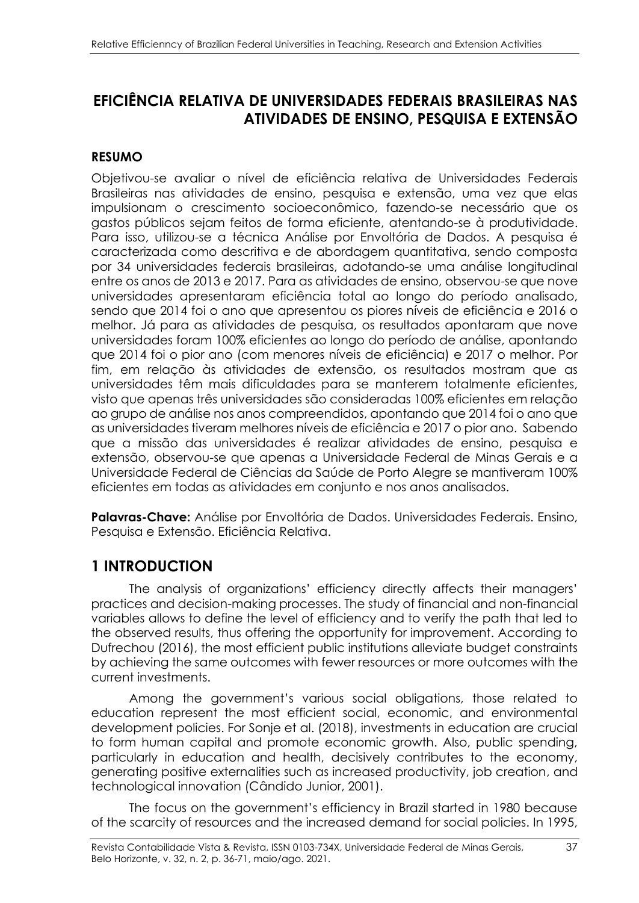# EFICIÊNCIA RELATIVA DE UNIVERSIDADES FEDERAIS BRASILEIRAS NAS ATIVIDADES DE ENSINO, PESQUISA E EXTENSÃO

## RESUMO

Objetivou-se avaliar o nível de eficiência relativa de Universidades Federais Brasileiras nas atividades de ensino, pesquisa e extensão, uma vez que elas impulsionam o crescimento socioeconômico, fazendo-se necessário que os gastos públicos sejam feitos de forma eficiente, atentando-se à produtividade. Para isso, utilizou-se a técnica Análise por Envoltória de Dados. A pesquisa é caracterizada como descritiva e de abordagem quantitativa, sendo composta por 34 universidades federais brasileiras, adotando-se uma análise longitudinal entre os anos de 2013 e 2017. Para as atividades de ensino, observou-se que nove universidades apresentaram eficiência total ao longo do período analisado, sendo que 2014 foi o ano que apresentou os piores níveis de eficiência e 2016 o melhor. Já para as atividades de pesquisa, os resultados apontaram que nove universidades foram 100% eficientes ao longo do período de análise, apontando que 2014 foi o pior ano (com menores níveis de eficiência) e 2017 o melhor. Por fim, em relação às atividades de extensão, os resultados mostram que as universidades têm mais dificuldades para se manterem totalmente eficientes, visto que apenas três universidades são consideradas 100% eficientes em relação ao grupo de análise nos anos compreendidos, apontando que 2014 foi o ano que as universidades tiveram melhores níveis de eficiência e 2017 o pior ano. Sabendo que a missão das universidades é realizar atividades de ensino, pesquisa e extensão, observou-se que apenas a Universidade Federal de Minas Gerais e a Universidade Federal de Ciências da Saúde de Porto Alegre se mantiveram 100% eficientes em todas as atividades em conjunto e nos anos analisados.

**Palavras-Chave:** Análise por Envoltória de Dados. Universidades Federais. Ensino, Pesquisa e Extensão. Eficiência Relativa.

## 1 INTRODUCTION

The analysis of organizations' efficiency directly affects their managers' practices and decision-making processes. The study of financial and non-financial variables allows to define the level of efficiency and to verify the path that led to the observed results, thus offering the opportunity for improvement. According to Dufrechou (2016), the most efficient public institutions alleviate budget constraints by achieving the same outcomes with fewer resources or more outcomes with the current investments.

Among the government's various social obligations, those related to education represent the most efficient social, economic, and environmental development policies. For Sonje et al. (2018), investments in education are crucial to form human capital and promote economic growth. Also, public spending, particularly in education and health, decisively contributes to the economy, generating positive externalities such as increased productivity, job creation, and technological innovation (Cândido Junior, 2001).

The focus on the government's efficiency in Brazil started in 1980 because of the scarcity of resources and the increased demand for social policies. In 1995,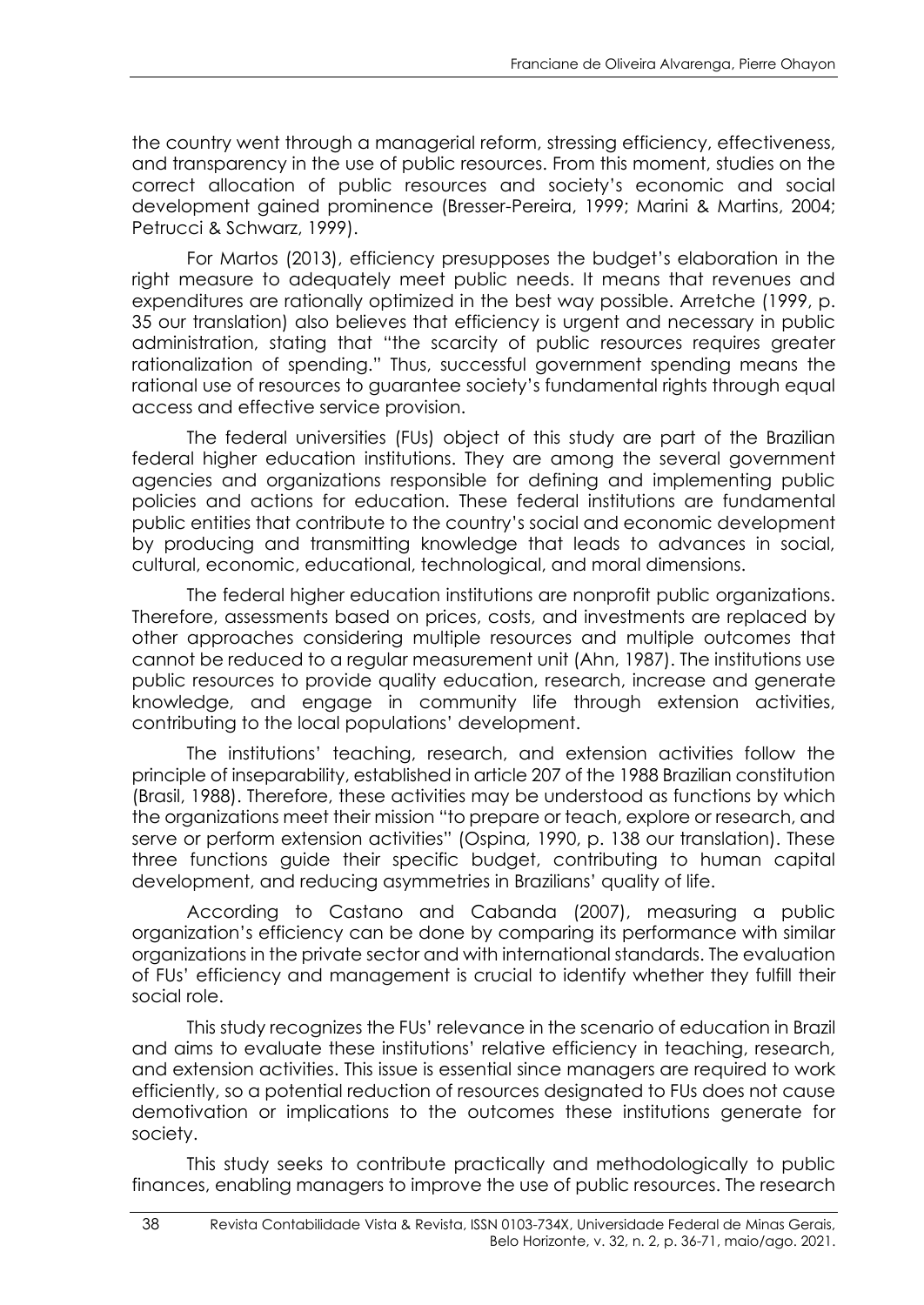the country went through a managerial reform, stressing efficiency, effectiveness, and transparency in the use of public resources. From this moment, studies on the correct allocation of public resources and society's economic and social development gained prominence (Bresser-Pereira, 1999; Marini & Martins, 2004; Petrucci & Schwarz, 1999).

For Martos (2013), efficiency presupposes the budget's elaboration in the right measure to adequately meet public needs. It means that revenues and expenditures are rationally optimized in the best way possible. Arretche (1999, p. 35 our translation) also believes that efficiency is urgent and necessary in public administration, stating that "the scarcity of public resources requires greater rationalization of spending." Thus, successful government spending means the rational use of resources to guarantee society's fundamental rights through equal access and effective service provision.

The federal universities (FUs) object of this study are part of the Brazilian federal higher education institutions. They are among the several government agencies and organizations responsible for defining and implementing public policies and actions for education. These federal institutions are fundamental public entities that contribute to the country's social and economic development by producing and transmitting knowledge that leads to advances in social, cultural, economic, educational, technological, and moral dimensions.

The federal higher education institutions are nonprofit public organizations. Therefore, assessments based on prices, costs, and investments are replaced by other approaches considering multiple resources and multiple outcomes that cannot be reduced to a regular measurement unit (Ahn, 1987). The institutions use public resources to provide quality education, research, increase and generate knowledge, and engage in community life through extension activities, contributing to the local populations' development.

The institutions' teaching, research, and extension activities follow the principle of inseparability, established in article 207 of the 1988 Brazilian constitution (Brasil, 1988). Therefore, these activities may be understood as functions by which the organizations meet their mission "to prepare or teach, explore or research, and serve or perform extension activities" (Ospina, 1990, p. 138 our translation). These three functions guide their specific budget, contributing to human capital development, and reducing asymmetries in Brazilians' quality of life.

According to Castano and Cabanda (2007), measuring a public organization's efficiency can be done by comparing its performance with similar organizations in the private sector and with international standards. The evaluation of FUs' efficiency and management is crucial to identify whether they fulfill their social role.

This study recognizes the FUs' relevance in the scenario of education in Brazil and aims to evaluate these institutions' relative efficiency in teaching, research, and extension activities. This issue is essential since managers are required to work efficiently, so a potential reduction of resources designated to FUs does not cause demotivation or implications to the outcomes these institutions generate for society.

This study seeks to contribute practically and methodologically to public finances, enabling managers to improve the use of public resources. The research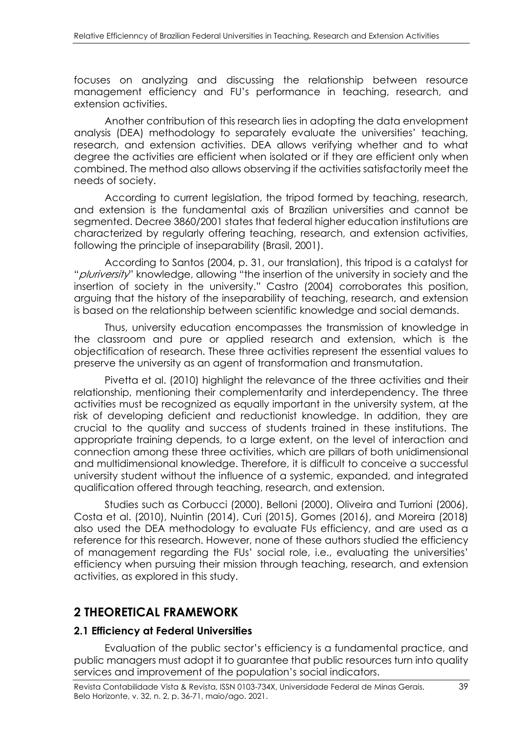focuses on analyzing and discussing the relationship between resource management efficiency and FU's performance in teaching, research, and extension activities.

Another contribution of this research lies in adopting the data envelopment analysis (DEA) methodology to separately evaluate the universities' teaching, research, and extension activities. DEA allows verifying whether and to what degree the activities are efficient when isolated or if they are efficient only when combined. The method also allows observing if the activities satisfactorily meet the needs of society.

According to current legislation, the tripod formed by teaching, research, and extension is the fundamental axis of Brazilian universities and cannot be segmented. Decree 3860/2001 states that federal higher education institutions are characterized by regularly offering teaching, research, and extension activities, following the principle of inseparability (Brasil, 2001).

According to Santos (2004, p. 31, our translation), this tripod is a catalyst for "*pluriversity*" knowledge, allowing "the insertion of the university in society and the insertion of society in the university." Castro (2004) corroborates this position, arguing that the history of the inseparability of teaching, research, and extension is based on the relationship between scientific knowledge and social demands.

Thus, university education encompasses the transmission of knowledge in the classroom and pure or applied research and extension, which is the objectification of research. These three activities represent the essential values to preserve the university as an agent of transformation and transmutation.

Pivetta et al. (2010) highlight the relevance of the three activities and their relationship, mentioning their complementarity and interdependency. The three activities must be recognized as equally important in the university system, at the risk of developing deficient and reductionist knowledge. In addition, they are crucial to the quality and success of students trained in these institutions. The appropriate training depends, to a large extent, on the level of interaction and connection among these three activities, which are pillars of both unidimensional and multidimensional knowledge. Therefore, it is difficult to conceive a successful university student without the influence of a systemic, expanded, and integrated qualification offered through teaching, research, and extension.

Studies such as Corbucci (2000), Belloni (2000), Oliveira and Turrioni (2006), Costa et al. (2010), Nuintin (2014), Curi (2015), Gomes (2016), and Moreira (2018) also used the DEA methodology to evaluate FUs efficiency, and are used as a reference for this research. However, none of these authors studied the efficiency of management regarding the FUs' social role, i.e., evaluating the universities' efficiency when pursuing their mission through teaching, research, and extension activities, as explored in this study.

## 2 THEORETICAL FRAMEWORK

### 2.1 Efficiency at Federal Universities

Evaluation of the public sector's efficiency is a fundamental practice, and public managers must adopt it to guarantee that public resources turn into quality services and improvement of the population's social indicators.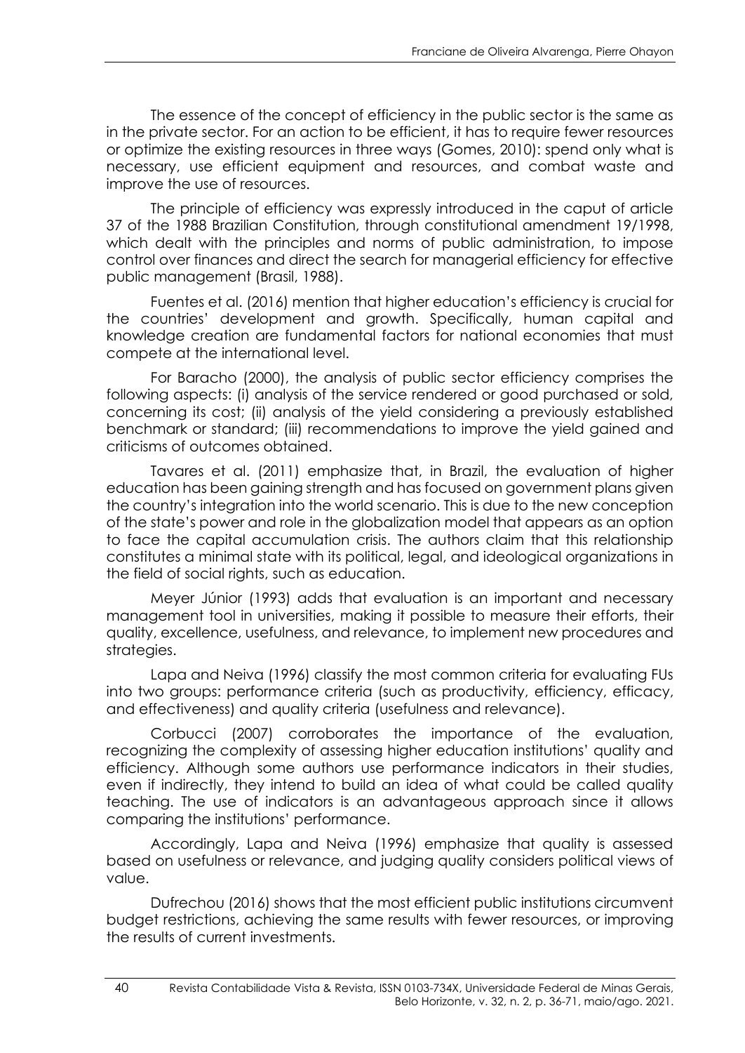The essence of the concept of efficiency in the public sector is the same as in the private sector. For an action to be efficient, it has to require fewer resources or optimize the existing resources in three ways (Gomes, 2010): spend only what is necessary, use efficient equipment and resources, and combat waste and improve the use of resources.

The principle of efficiency was expressly introduced in the caput of article 37 of the 1988 Brazilian Constitution, through constitutional amendment 19/1998, which dealt with the principles and norms of public administration, to impose control over finances and direct the search for managerial efficiency for effective public management (Brasil, 1988).

Fuentes et al. (2016) mention that higher education's efficiency is crucial for the countries' development and growth. Specifically, human capital and knowledge creation are fundamental factors for national economies that must compete at the international level.

For Baracho (2000), the analysis of public sector efficiency comprises the following aspects: (i) analysis of the service rendered or good purchased or sold, concerning its cost; (ii) analysis of the yield considering a previously established benchmark or standard; (iii) recommendations to improve the yield gained and criticisms of outcomes obtained.

Tavares et al. (2011) emphasize that, in Brazil, the evaluation of higher education has been gaining strength and has focused on government plans given the country's integration into the world scenario. This is due to the new conception of the state's power and role in the globalization model that appears as an option to face the capital accumulation crisis. The authors claim that this relationship constitutes a minimal state with its political, legal, and ideological organizations in the field of social rights, such as education.

Meyer Júnior (1993) adds that evaluation is an important and necessary management tool in universities, making it possible to measure their efforts, their quality, excellence, usefulness, and relevance, to implement new procedures and strategies.

Lapa and Neiva (1996) classify the most common criteria for evaluating FUs into two groups: performance criteria (such as productivity, efficiency, efficacy, and effectiveness) and quality criteria (usefulness and relevance).

Corbucci (2007) corroborates the importance of the evaluation, recognizing the complexity of assessing higher education institutions' quality and efficiency. Although some authors use performance indicators in their studies, even if indirectly, they intend to build an idea of what could be called quality teaching. The use of indicators is an advantageous approach since it allows comparing the institutions' performance.

Accordingly, Lapa and Neiva (1996) emphasize that quality is assessed based on usefulness or relevance, and judging quality considers political views of value.

Dufrechou (2016) shows that the most efficient public institutions circumvent budget restrictions, achieving the same results with fewer resources, or improving the results of current investments.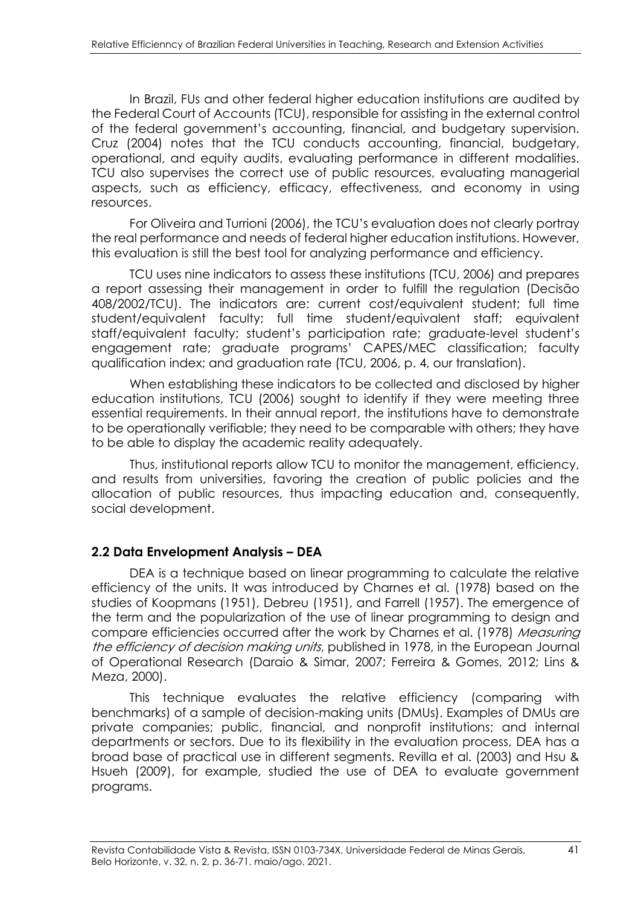In Brazil, FUs and other federal higher education institutions are audited by the Federal Court of Accounts (TCU), responsible for assisting in the external control of the federal government's accounting, financial, and budgetary supervision. Cruz (2004) notes that the TCU conducts accounting, financial, budgetary, operational, and equity audits, evaluating performance in different modalities. TCU also supervises the correct use of public resources, evaluating managerial aspects, such as efficiency, efficacy, effectiveness, and economy in using resources.

For Oliveira and Turrioni (2006), the TCU's evaluation does not clearly portray the real performance and needs of federal higher education institutions. However, this evaluation is still the best tool for analyzing performance and efficiency.

TCU uses nine indicators to assess these institutions (TCU, 2006) and prepares a report assessing their management in order to fulfill the regulation (Decisão 408/2002/TCU). The indicators are: current cost/equivalent student; full time student/equivalent faculty; full time student/equivalent staff; equivalent staff/equivalent faculty; student's participation rate; graduate-level student's engagement rate; graduate programs' CAPES/MEC classification; faculty qualification index; and graduation rate (TCU, 2006, p. 4, our translation).

When establishing these indicators to be collected and disclosed by higher education institutions, TCU (2006) sought to identify if they were meeting three essential requirements. In their annual report, the institutions have to demonstrate to be operationally verifiable; they need to be comparable with others; they have to be able to display the academic reality adequately.

Thus, institutional reports allow TCU to monitor the management, efficiency, and results from universities, favoring the creation of public policies and the allocation of public resources, thus impacting education and, consequently, social development.

## 2.2 Data Envelopment Analysis – DEA

DEA is a technique based on linear programming to calculate the relative efficiency of the units. It was introduced by Charnes et al. (1978) based on the studies of Koopmans (1951), Debreu (1951), and Farrell (1957). The emergence of the term and the popularization of the use of linear programming to design and compare efficiencies occurred after the work by Charnes et al. (1978) *Measuring the efficiency of decision making units*, published in 1978, in the European Journal of Operational Research (Daraio & Simar, 2007; Ferreira & Gomes, 2012; Lins & Meza, 2000).

This technique evaluates the relative efficiency (comparing with benchmarks) of a sample of decision-making units (DMUs). Examples of DMUs are private companies; public, financial, and nonprofit institutions; and internal departments or sectors. Due to its flexibility in the evaluation process, DEA has a broad base of practical use in different segments. Revilla et al. (2003) and Hsu & Hsueh (2009), for example, studied the use of DEA to evaluate government programs.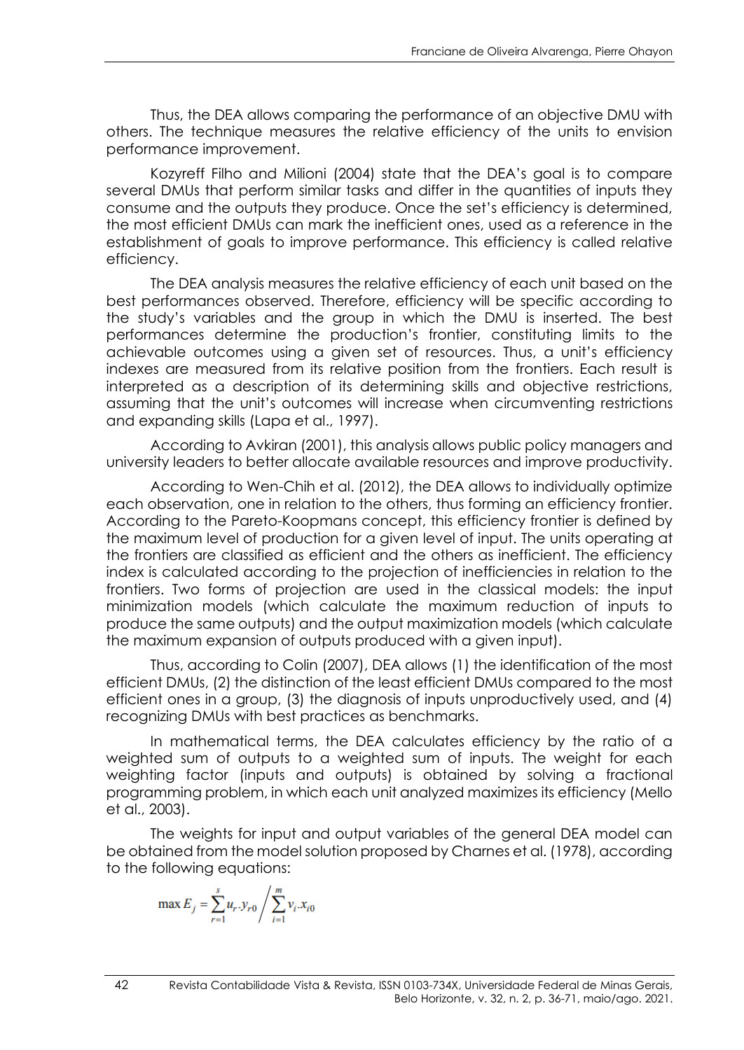Thus, the DEA allows comparing the performance of an objective DMU with others. The technique measures the relative efficiency of the units to envision performance improvement.

Kozyreff Filho and Milioni (2004) state that the DEA's goal is to compare several DMUs that perform similar tasks and differ in the quantities of inputs they consume and the outputs they produce. Once the set's efficiency is determined, the most efficient DMUs can mark the inefficient ones, used as a reference in the establishment of goals to improve performance. This efficiency is called relative efficiency.

The DEA analysis measures the relative efficiency of each unit based on the best performances observed. Therefore, efficiency will be specific according to the study's variables and the group in which the DMU is inserted. The best performances determine the production's frontier, constituting limits to the achievable outcomes using a given set of resources. Thus, a unit's efficiency indexes are measured from its relative position from the frontiers. Each result is interpreted as a description of its determining skills and objective restrictions, assuming that the unit's outcomes will increase when circumventing restrictions and expanding skills (Lapa et al., 1997).

According to Avkiran (2001), this analysis allows public policy managers and university leaders to better allocate available resources and improve productivity.

According to Wen-Chih et al. (2012), the DEA allows to individually optimize each observation, one in relation to the others, thus forming an efficiency frontier. According to the Pareto-Koopmans concept, this efficiency frontier is defined by the maximum level of production for a given level of input. The units operating at the frontiers are classified as efficient and the others as inefficient. The efficiency index is calculated according to the projection of inefficiencies in relation to the frontiers. Two forms of projection are used in the classical models: the input minimization models (which calculate the maximum reduction of inputs to produce the same outputs) and the output maximization models (which calculate the maximum expansion of outputs produced with a given input).

Thus, according to Colin (2007), DEA allows (1) the identification of the most efficient DMUs, (2) the distinction of the least efficient DMUs compared to the most efficient ones in a group, (3) the diagnosis of inputs unproductively used, and (4) recognizing DMUs with best practices as benchmarks.

In mathematical terms, the DEA calculates efficiency by the ratio of a weighted sum of outputs to a weighted sum of inputs. The weight for each weighting factor (inputs and outputs) is obtained by solving a fractional programming problem, in which each unit analyzed maximizes its efficiency (Mello et al., 2003).

The weights for input and output variables of the general DEA model can be obtained from the model solution proposed by Charnes et al. (1978), according to the following equations:

$$\max E_j = \sum_{r=1}^{s} u_r . y_{r0} \Bigg/ \sum_{i=1}^{m} v_i . x_{i0}$$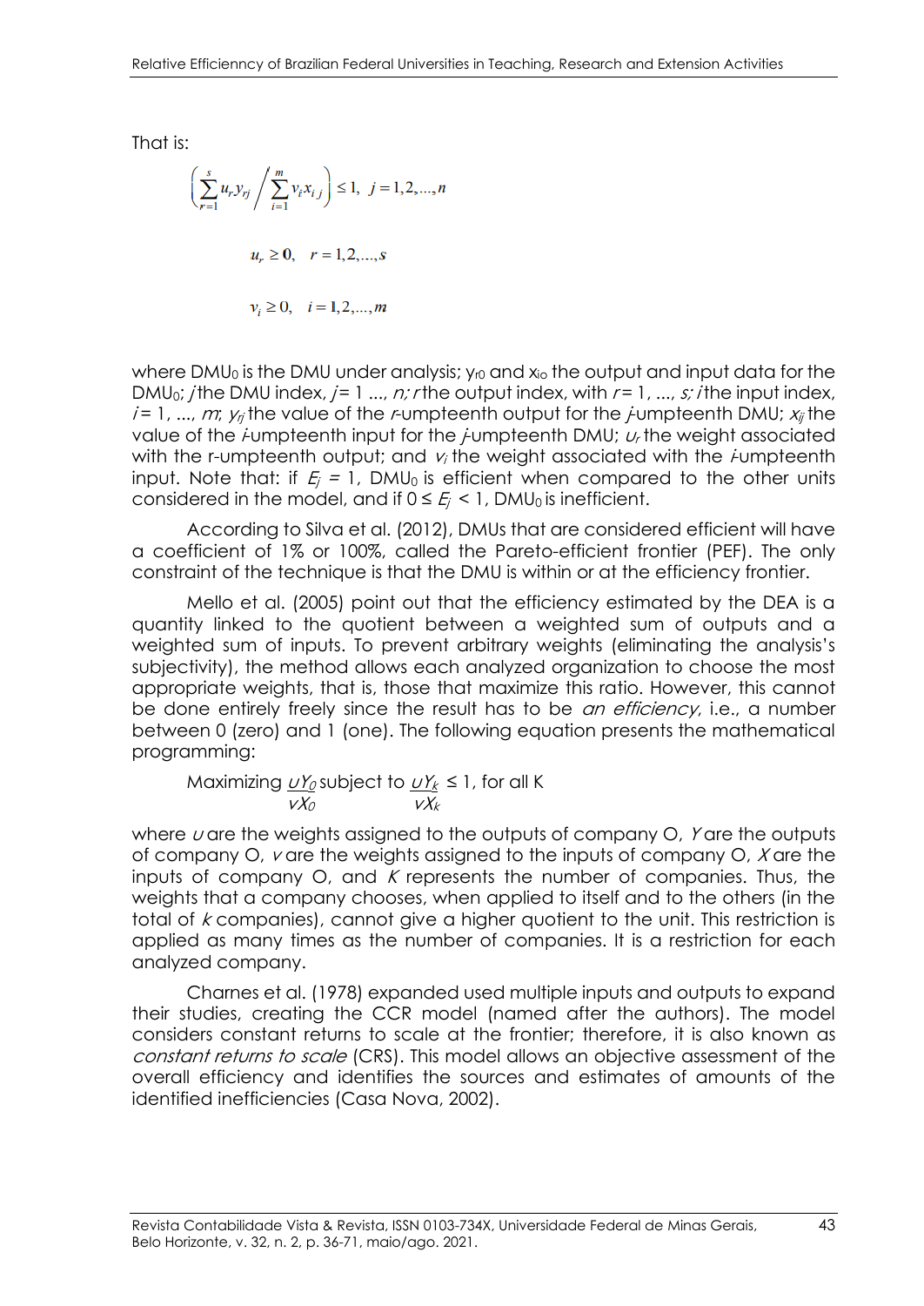That is:

$$\left(\sum_{r=1}^{s} u_r y_{rj} \Big/ \sum_{i=1}^{m} v_i x_{ij}\right) \leq 1, \ \ j = 1,2,\ldots,n$$

$$u_r \geq 0, \quad r = 1,2,\ldots,s$$

$$v_i \geq 0, \quad i = 1,2,\ldots,m$$

where $DMU_0$ is the DMU under analysis; $y_{r0}$ and $x_{io}$ the output and input data for the $DMU_0$; *j* the DMU index, *j* = 1 ..., *n; r* the output index, with *r* = 1, ..., *s; i* the input index, *i* = 1, ..., *m*; $y_{rj}$ the value of the *r*-umpteenth output for the *j*-umpteenth DMU; $x_{ij}$ the value of the *i*-umpteenth input for the *j*-umpteenth DMU; $u_r$ the weight associated with the r-umpteenth output; and $v_i$ the weight associated with the *i*-umpteenth input. Note that: if $E_j = 1$, $DMU_0$ is efficient when compared to the other units considered in the model, and if $0 \leq E_j < 1$, $DMU_0$ is inefficient.

According to Silva et al. (2012), DMUs that are considered efficient will have a coefficient of 1% or 100%, called the Pareto-efficient frontier (PEF). The only constraint of the technique is that the DMU is within or at the efficiency frontier.

Mello et al. (2005) point out that the efficiency estimated by the DEA is a quantity linked to the quotient between a weighted sum of outputs and a weighted sum of inputs. To prevent arbitrary weights (eliminating the analysis's subjectivity), the method allows each analyzed organization to choose the most appropriate weights, that is, those that maximize this ratio. However, this cannot be done entirely freely since the result has to be *an efficiency*, i.e., a number between 0 (zero) and 1 (one). The following equation presents the mathematical programming:

Maximizing $\frac{uY_0}{vX_0}$ subject to $\frac{uY_k}{vX_k} \leq 1$, for all K

where *u* are the weights assigned to the outputs of company O, *Y* are the outputs of company O, *v* are the weights assigned to the inputs of company O, *X* are the inputs of company O, and *K* represents the number of companies. Thus, the weights that a company chooses, when applied to itself and to the others (in the total of *k* companies), cannot give a higher quotient to the unit. This restriction is applied as many times as the number of companies. It is a restriction for each analyzed company.

Charnes et al. (1978) expanded used multiple inputs and outputs to expand their studies, creating the CCR model (named after the authors). The model considers constant returns to scale at the frontier; therefore, it is also known as *constant returns to scale* (CRS). This model allows an objective assessment of the overall efficiency and identifies the sources and estimates of amounts of the identified inefficiencies (Casa Nova, 2002).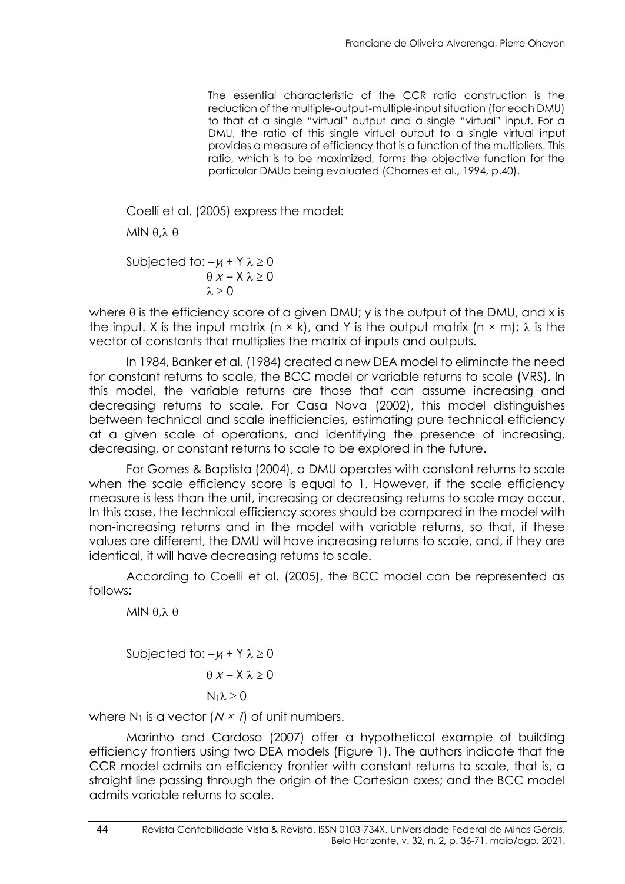> The essential characteristic of the CCR ratio construction is the reduction of the multiple-output-multiple-input situation (for each DMU) to that of a single "virtual" output and a single "virtual" input. For a DMU, the ratio of this single virtual output to a single virtual input provides a measure of efficiency that is a function of the multipliers. This ratio, which is to be maximized, forms the objective function for the particular DMUo being evaluated (Charnes et al., 1994, p.40).

Coelli et al. (2005) express the model:

$$\text{MIN}_{\theta,\lambda}\ \theta$$

$$\text{Subjected to: } -y_i + Y\lambda \geq 0$$
$$\theta x_i - X\lambda \geq 0$$
$$\lambda \geq 0$$

where $\theta$ is the efficiency score of a given DMU; y is the output of the DMU, and x is the input. X is the input matrix (n × k), and Y is the output matrix (n × m); $\lambda$ is the vector of constants that multiplies the matrix of inputs and outputs.

In 1984, Banker et al. (1984) created a new DEA model to eliminate the need for constant returns to scale, the BCC model or variable returns to scale (VRS). In this model, the variable returns are those that can assume increasing and decreasing returns to scale. For Casa Nova (2002), this model distinguishes between technical and scale inefficiencies, estimating pure technical efficiency at a given scale of operations, and identifying the presence of increasing, decreasing, or constant returns to scale to be explored in the future.

For Gomes & Baptista (2004), a DMU operates with constant returns to scale when the scale efficiency score is equal to 1. However, if the scale efficiency measure is less than the unit, increasing or decreasing returns to scale may occur. In this case, the technical efficiency scores should be compared in the model with non-increasing returns and in the model with variable returns, so that, if these values are different, the DMU will have increasing returns to scale, and, if they are identical, it will have decreasing returns to scale.

According to Coelli et al. (2005), the BCC model can be represented as follows:

$$\text{MIN}_{\theta,\lambda}\ \theta$$

$$\text{Subjected to: } -y_i + Y\lambda \geq 0$$
$$\theta x_i - X\lambda \geq 0$$
$$N_1\lambda \geq 0$$

where $N_1$ is a vector ($N \times 1$) of unit numbers.

Marinho and Cardoso (2007) offer a hypothetical example of building efficiency frontiers using two DEA models (Figure 1). The authors indicate that the CCR model admits an efficiency frontier with constant returns to scale, that is, a straight line passing through the origin of the Cartesian axes; and the BCC model admits variable returns to scale.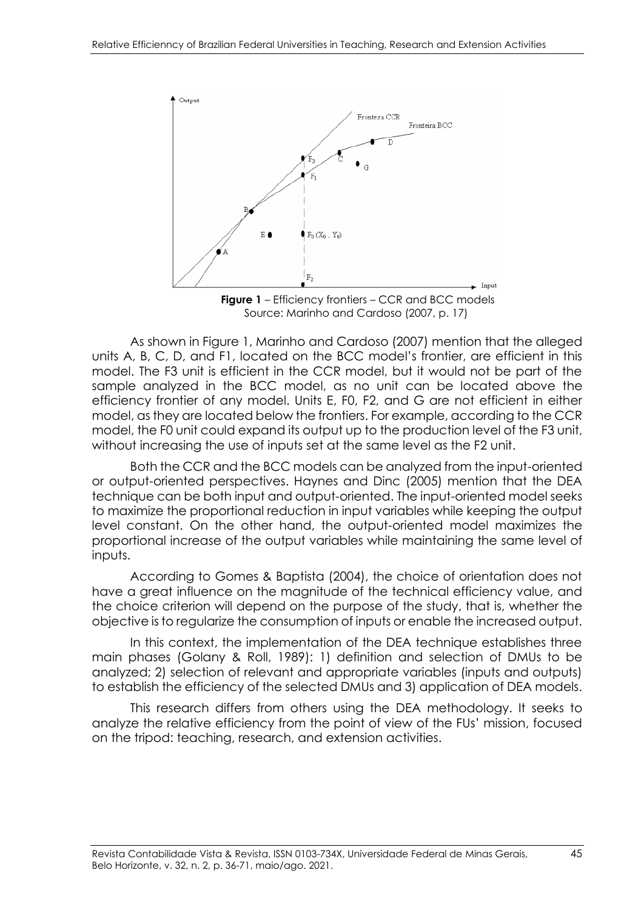**Figure 1** – Efficiency frontiers – CCR and BCC models
Source: Marinho and Cardoso (2007, p. 17)

As shown in Figure 1, Marinho and Cardoso (2007) mention that the alleged units A, B, C, D, and F1, located on the BCC model's frontier, are efficient in this model. The F3 unit is efficient in the CCR model, but it would not be part of the sample analyzed in the BCC model, as no unit can be located above the efficiency frontier of any model. Units E, F0, F2, and G are not efficient in either model, as they are located below the frontiers. For example, according to the CCR model, the F0 unit could expand its output up to the production level of the F3 unit, without increasing the use of inputs set at the same level as the F2 unit.

Both the CCR and the BCC models can be analyzed from the input-oriented or output-oriented perspectives. Haynes and Dinc (2005) mention that the DEA technique can be both input and output-oriented. The input-oriented model seeks to maximize the proportional reduction in input variables while keeping the output level constant. On the other hand, the output-oriented model maximizes the proportional increase of the output variables while maintaining the same level of inputs.

According to Gomes & Baptista (2004), the choice of orientation does not have a great influence on the magnitude of the technical efficiency value, and the choice criterion will depend on the purpose of the study, that is, whether the objective is to regularize the consumption of inputs or enable the increased output.

In this context, the implementation of the DEA technique establishes three main phases (Golany & Roll, 1989): 1) definition and selection of DMUs to be analyzed; 2) selection of relevant and appropriate variables (inputs and outputs) to establish the efficiency of the selected DMUs and 3) application of DEA models.

This research differs from others using the DEA methodology. It seeks to analyze the relative efficiency from the point of view of the FUs' mission, focused on the tripod: teaching, research, and extension activities.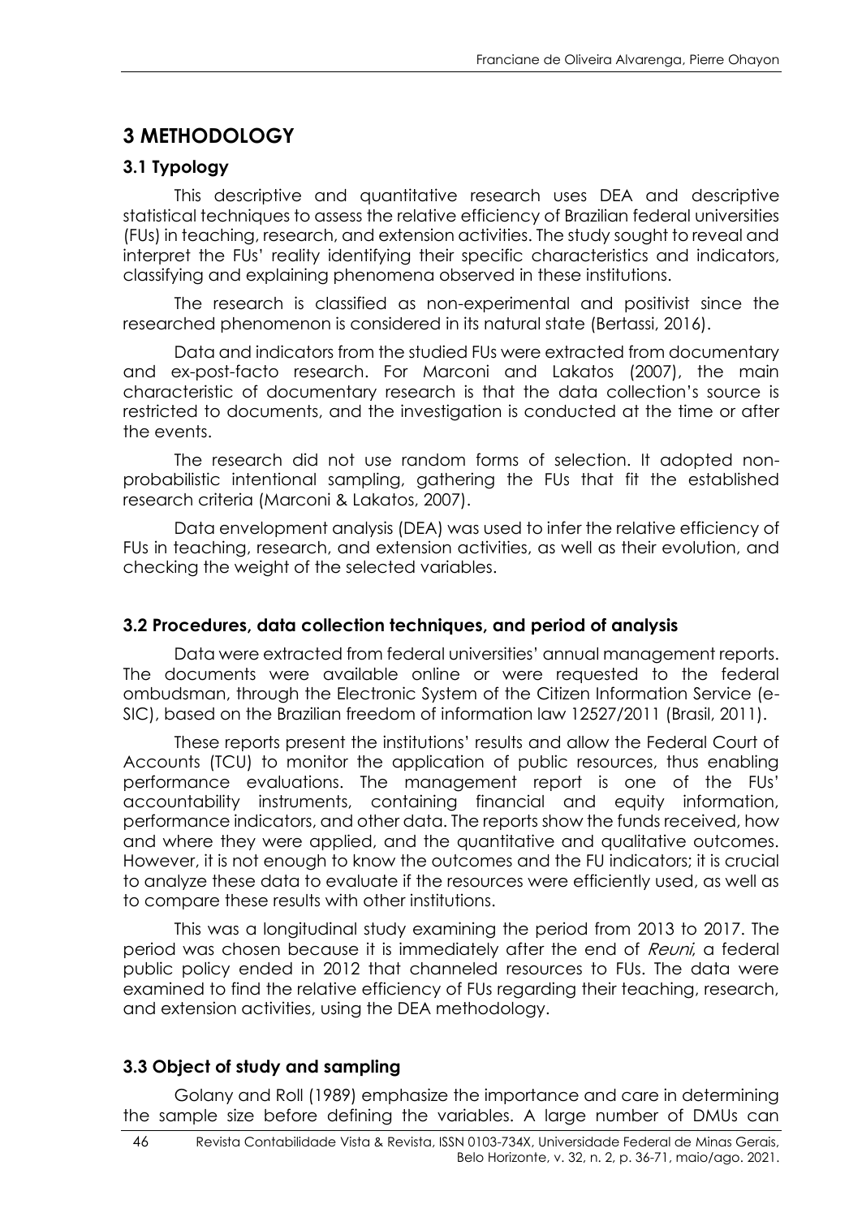# 3 METHODOLOGY

## 3.1 Typology

This descriptive and quantitative research uses DEA and descriptive statistical techniques to assess the relative efficiency of Brazilian federal universities (FUs) in teaching, research, and extension activities. The study sought to reveal and interpret the FUs' reality identifying their specific characteristics and indicators, classifying and explaining phenomena observed in these institutions.

The research is classified as non-experimental and positivist since the researched phenomenon is considered in its natural state (Bertassi, 2016).

Data and indicators from the studied FUs were extracted from documentary and ex-post-facto research. For Marconi and Lakatos (2007), the main characteristic of documentary research is that the data collection's source is restricted to documents, and the investigation is conducted at the time or after the events.

The research did not use random forms of selection. It adopted non-probabilistic intentional sampling, gathering the FUs that fit the established research criteria (Marconi & Lakatos, 2007).

Data envelopment analysis (DEA) was used to infer the relative efficiency of FUs in teaching, research, and extension activities, as well as their evolution, and checking the weight of the selected variables.

## 3.2 Procedures, data collection techniques, and period of analysis

Data were extracted from federal universities' annual management reports. The documents were available online or were requested to the federal ombudsman, through the Electronic System of the Citizen Information Service (e-SIC), based on the Brazilian freedom of information law 12527/2011 (Brasil, 2011).

These reports present the institutions' results and allow the Federal Court of Accounts (TCU) to monitor the application of public resources, thus enabling performance evaluations. The management report is one of the FUs' accountability instruments, containing financial and equity information, performance indicators, and other data. The reports show the funds received, how and where they were applied, and the quantitative and qualitative outcomes. However, it is not enough to know the outcomes and the FU indicators; it is crucial to analyze these data to evaluate if the resources were efficiently used, as well as to compare these results with other institutions.

This was a longitudinal study examining the period from 2013 to 2017. The period was chosen because it is immediately after the end of *Reuni*, a federal public policy ended in 2012 that channeled resources to FUs. The data were examined to find the relative efficiency of FUs regarding their teaching, research, and extension activities, using the DEA methodology.

## 3.3 Object of study and sampling

Golany and Roll (1989) emphasize the importance and care in determining the sample size before defining the variables. A large number of DMUs can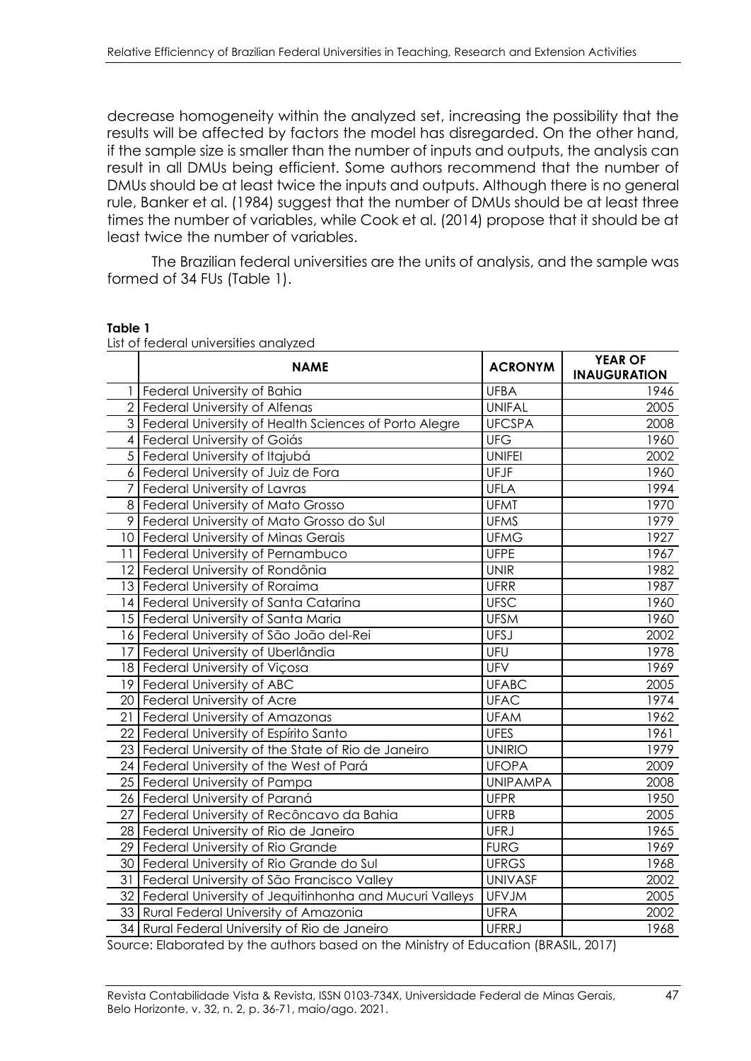decrease homogeneity within the analyzed set, increasing the possibility that the results will be affected by factors the model has disregarded. On the other hand, if the sample size is smaller than the number of inputs and outputs, the analysis can result in all DMUs being efficient. Some authors recommend that the number of DMUs should be at least twice the inputs and outputs. Although there is no general rule, Banker et al. (1984) suggest that the number of DMUs should be at least three times the number of variables, while Cook et al. (2014) propose that it should be at least twice the number of variables.

The Brazilian federal universities are the units of analysis, and the sample was formed of 34 FUs (Table 1).

**Table 1**

List of federal universities analyzed

| | NAME | ACRONYM | YEAR OF INAUGURATION |
|---|---|---|---|
| 1 | Federal University of Bahia | UFBA | 1946 |
| 2 | Federal University of Alfenas | UNIFAL | 2005 |
| 3 | Federal University of Health Sciences of Porto Alegre | UFCSPA | 2008 |
| 4 | Federal University of Goiás | UFG | 1960 |
| 5 | Federal University of Itajubá | UNIFEI | 2002 |
| 6 | Federal University of Juiz de Fora | UFJF | 1960 |
| 7 | Federal University of Lavras | UFLA | 1994 |
| 8 | Federal University of Mato Grosso | UFMT | 1970 |
| 9 | Federal University of Mato Grosso do Sul | UFMS | 1979 |
| 10 | Federal University of Minas Gerais | UFMG | 1927 |
| 11 | Federal University of Pernambuco | UFPE | 1967 |
| 12 | Federal University of Rondônia | UNIR | 1982 |
| 13 | Federal University of Roraima | UFRR | 1987 |
| 14 | Federal University of Santa Catarina | UFSC | 1960 |
| 15 | Federal University of Santa Maria | UFSM | 1960 |
| 16 | Federal University of São João del-Rei | UFSJ | 2002 |
| 17 | Federal University of Uberlândia | UFU | 1978 |
| 18 | Federal University of Viçosa | UFV | 1969 |
| 19 | Federal University of ABC | UFABC | 2005 |
| 20 | Federal University of Acre | UFAC | 1974 |
| 21 | Federal University of Amazonas | UFAM | 1962 |
| 22 | Federal University of Espírito Santo | UFES | 1961 |
| 23 | Federal University of the State of Rio de Janeiro | UNIRIO | 1979 |
| 24 | Federal University of the West of Pará | UFOPA | 2009 |
| 25 | Federal University of Pampa | UNIPAMPA | 2008 |
| 26 | Federal University of Paraná | UFPR | 1950 |
| 27 | Federal University of Recôncavo da Bahia | UFRB | 2005 |
| 28 | Federal University of Rio de Janeiro | UFRJ | 1965 |
| 29 | Federal University of Rio Grande | FURG | 1969 |
| 30 | Federal University of Rio Grande do Sul | UFRGS | 1968 |
| 31 | Federal University of São Francisco Valley | UNIVASF | 2002 |
| 32 | Federal University of Jequitinhonha and Mucuri Valleys | UFVJM | 2005 |
| 33 | Rural Federal University of Amazonia | UFRA | 2002 |
| 34 | Rural Federal University of Rio de Janeiro | UFRRJ | 1968 |

Source: Elaborated by the authors based on the Ministry of Education (BRASIL, 2017)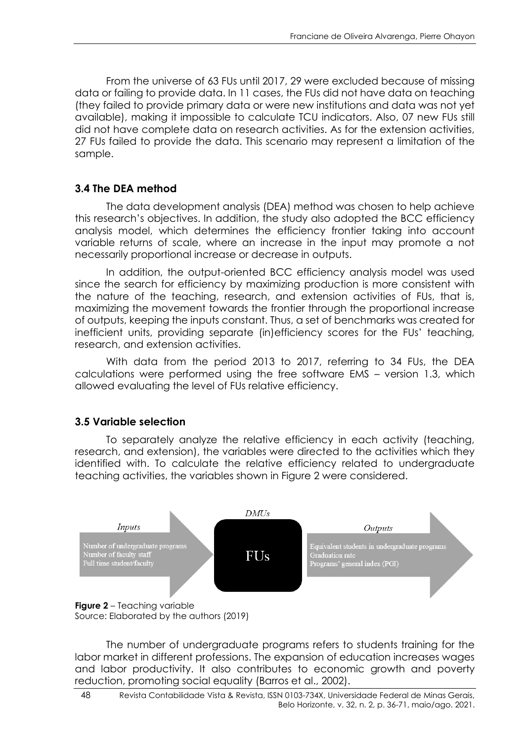From the universe of 63 FUs until 2017, 29 were excluded because of missing data or failing to provide data. In 11 cases, the FUs did not have data on teaching (they failed to provide primary data or were new institutions and data was not yet available), making it impossible to calculate TCU indicators. Also, 07 new FUs still did not have complete data on research activities. As for the extension activities, 27 FUs failed to provide the data. This scenario may represent a limitation of the sample.

### 3.4 The DEA method

The data development analysis (DEA) method was chosen to help achieve this research's objectives. In addition, the study also adopted the BCC efficiency analysis model, which determines the efficiency frontier taking into account variable returns of scale, where an increase in the input may promote a not necessarily proportional increase or decrease in outputs.

In addition, the output-oriented BCC efficiency analysis model was used since the search for efficiency by maximizing production is more consistent with the nature of the teaching, research, and extension activities of FUs, that is, maximizing the movement towards the frontier through the proportional increase of outputs, keeping the inputs constant. Thus, a set of benchmarks was created for inefficient units, providing separate (in)efficiency scores for the FUs' teaching, research, and extension activities.

With data from the period 2013 to 2017, referring to 34 FUs, the DEA calculations were performed using the free software EMS – version 1.3, which allowed evaluating the level of FUs relative efficiency.

### 3.5 Variable selection

To separately analyze the relative efficiency in each activity (teaching, research, and extension), the variables were directed to the activities which they identified with. To calculate the relative efficiency related to undergraduate teaching activities, the variables shown in Figure 2 were considered.

*Inputs*: Number of undergraduate programs; Number of faculty staff; Full time student/faculty

*DMUs*: FUs

*Outputs*: Equivalent students in undergraduate programs; Graduation rate; Programs' general index (PGI)

**Figure 2** – Teaching variable
Source: Elaborated by the authors (2019)

The number of undergraduate programs refers to students training for the labor market in different professions. The expansion of education increases wages and labor productivity. It also contributes to economic growth and poverty reduction, promoting social equality (Barros et al., 2002).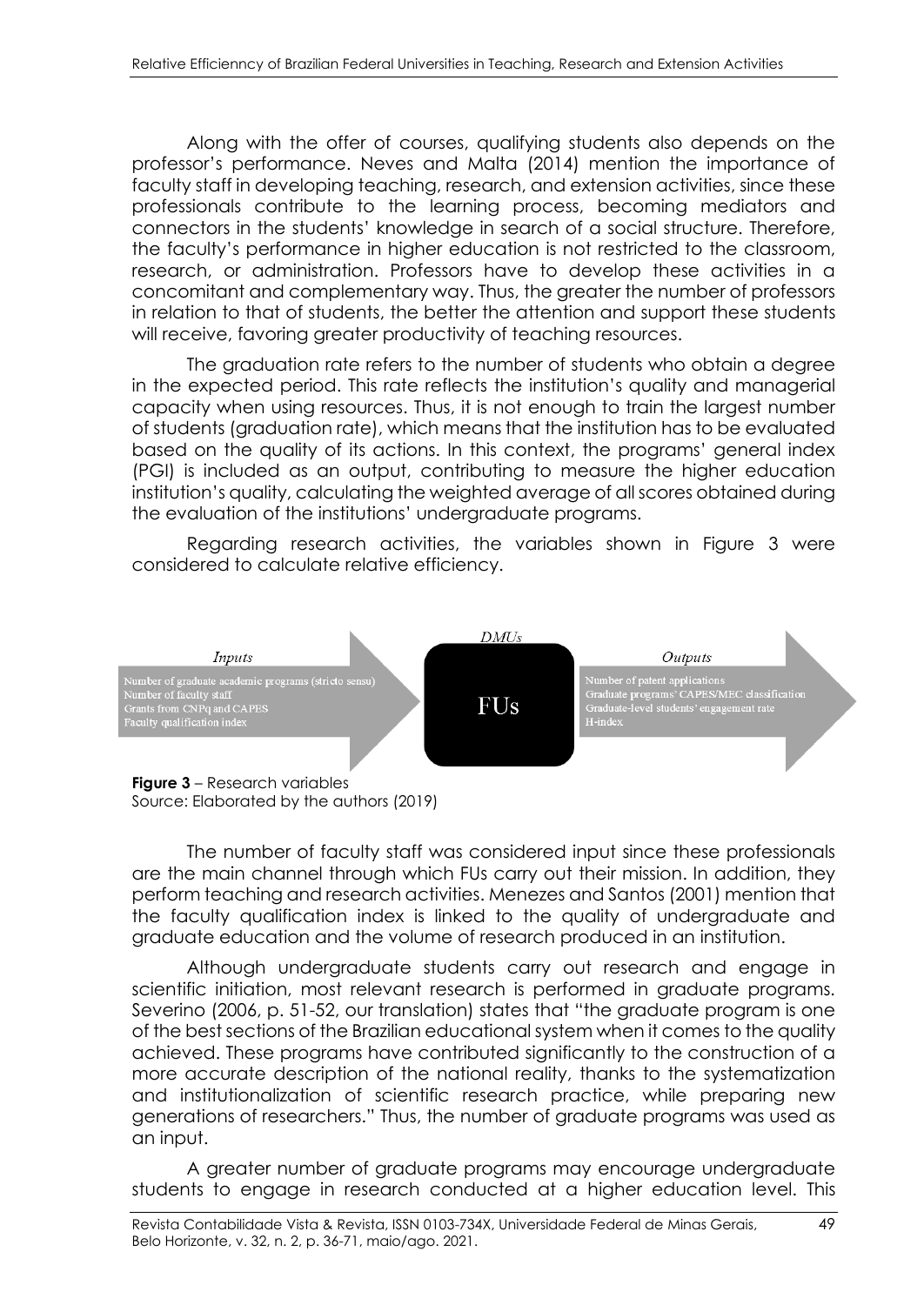Along with the offer of courses, qualifying students also depends on the professor's performance. Neves and Malta (2014) mention the importance of faculty staff in developing teaching, research, and extension activities, since these professionals contribute to the learning process, becoming mediators and connectors in the students' knowledge in search of a social structure. Therefore, the faculty's performance in higher education is not restricted to the classroom, research, or administration. Professors have to develop these activities in a concomitant and complementary way. Thus, the greater the number of professors in relation to that of students, the better the attention and support these students will receive, favoring greater productivity of teaching resources.

The graduation rate refers to the number of students who obtain a degree in the expected period. This rate reflects the institution's quality and managerial capacity when using resources. Thus, it is not enough to train the largest number of students (graduation rate), which means that the institution has to be evaluated based on the quality of its actions. In this context, the programs' general index (PGI) is included as an output, contributing to measure the higher education institution's quality, calculating the weighted average of all scores obtained during the evaluation of the institutions' undergraduate programs.

Regarding research activities, the variables shown in Figure 3 were considered to calculate relative efficiency.

*Inputs*

Number of graduate academic programs (stricto sensu)
Number of faculty staff
Grants from CNPq and CAPES
Faculty qualification index

*DMUs*

FUs

*Outputs*

Number of patent applications
Graduate programs' CAPES/MEC classification
Graduate-level students' engagement rate
H-index

**Figure 3** – Research variables
Source: Elaborated by the authors (2019)

The number of faculty staff was considered input since these professionals are the main channel through which FUs carry out their mission. In addition, they perform teaching and research activities. Menezes and Santos (2001) mention that the faculty qualification index is linked to the quality of undergraduate and graduate education and the volume of research produced in an institution.

Although undergraduate students carry out research and engage in scientific initiation, most relevant research is performed in graduate programs. Severino (2006, p. 51-52, our translation) states that "the graduate program is one of the best sections of the Brazilian educational system when it comes to the quality achieved. These programs have contributed significantly to the construction of a more accurate description of the national reality, thanks to the systematization and institutionalization of scientific research practice, while preparing new generations of researchers." Thus, the number of graduate programs was used as an input.

A greater number of graduate programs may encourage undergraduate students to engage in research conducted at a higher education level. This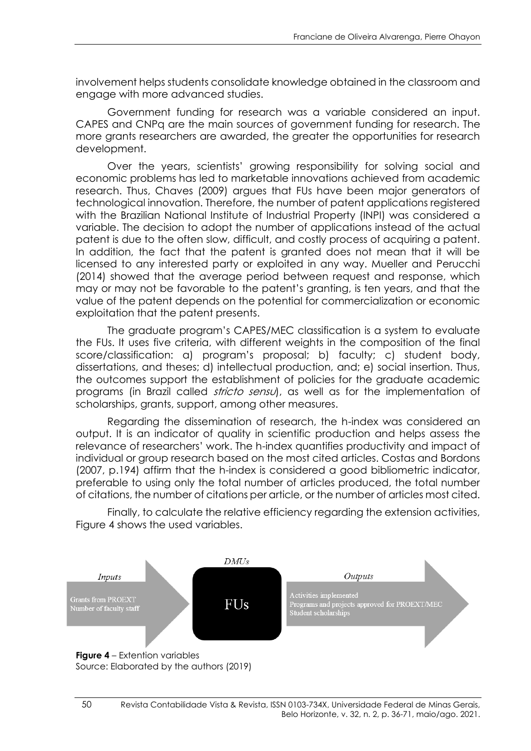involvement helps students consolidate knowledge obtained in the classroom and engage with more advanced studies.

Government funding for research was a variable considered an input. CAPES and CNPq are the main sources of government funding for research. The more grants researchers are awarded, the greater the opportunities for research development.

Over the years, scientists' growing responsibility for solving social and economic problems has led to marketable innovations achieved from academic research. Thus, Chaves (2009) argues that FUs have been major generators of technological innovation. Therefore, the number of patent applications registered with the Brazilian National Institute of Industrial Property (INPI) was considered a variable. The decision to adopt the number of applications instead of the actual patent is due to the often slow, difficult, and costly process of acquiring a patent. In addition, the fact that the patent is granted does not mean that it will be licensed to any interested party or exploited in any way. Mueller and Perucchi (2014) showed that the average period between request and response, which may or may not be favorable to the patent's granting, is ten years, and that the value of the patent depends on the potential for commercialization or economic exploitation that the patent presents.

The graduate program's CAPES/MEC classification is a system to evaluate the FUs. It uses five criteria, with different weights in the composition of the final score/classification: a) program's proposal; b) faculty; c) student body, dissertations, and theses; d) intellectual production, and; e) social insertion. Thus, the outcomes support the establishment of policies for the graduate academic programs (in Brazil called *stricto sensu*), as well as for the implementation of scholarships, grants, support, among other measures.

Regarding the dissemination of research, the h-index was considered an output. It is an indicator of quality in scientific production and helps assess the relevance of researchers' work. The h-index quantifies productivity and impact of individual or group research based on the most cited articles. Costas and Bordons (2007, p.194) affirm that the h-index is considered a good bibliometric indicator, preferable to using only the total number of articles produced, the total number of citations, the number of citations per article, or the number of articles most cited.

Finally, to calculate the relative efficiency regarding the extension activities, Figure 4 shows the used variables.

*Inputs*: Grants from PROEXT; Number of faculty staff

*DMUs*: FUs

*Outputs*: Activities implemented; Programs and projects approved for PROEXT/MEC; Student scholarships

**Figure 4** – Extention variables
Source: Elaborated by the authors (2019)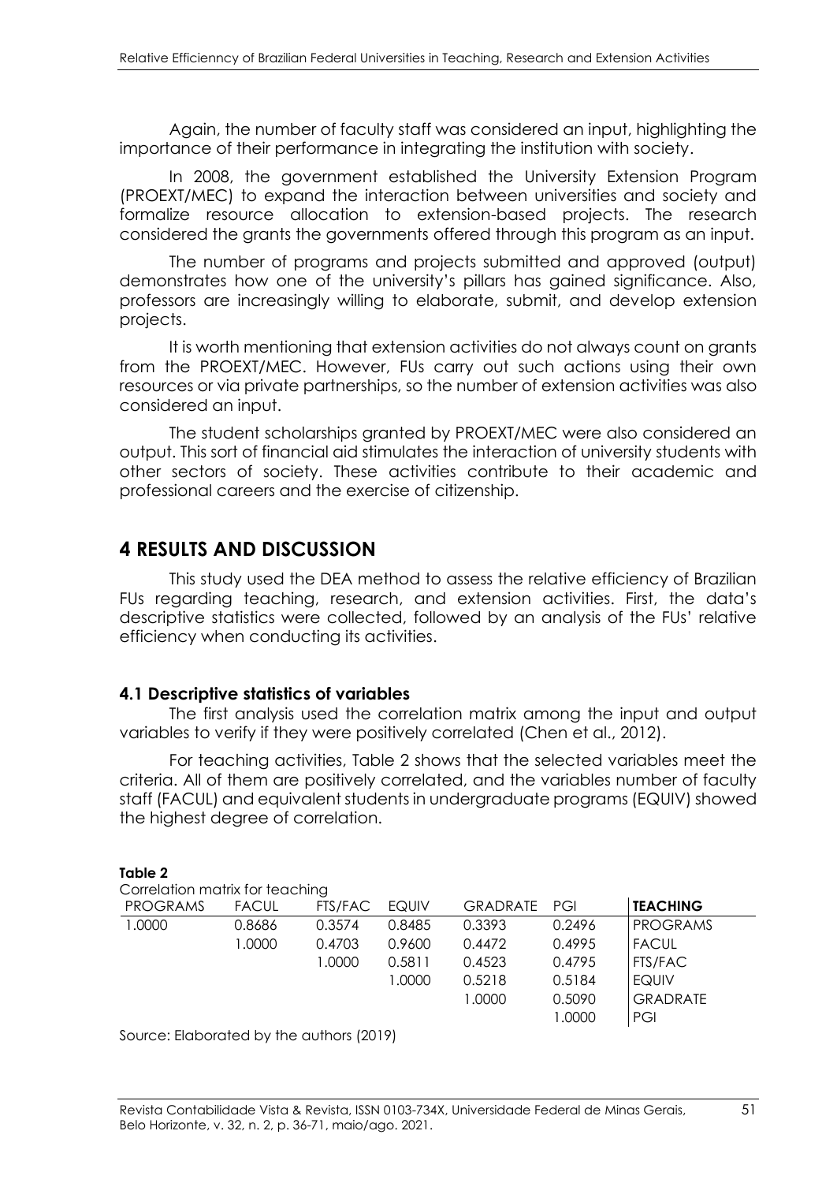Again, the number of faculty staff was considered an input, highlighting the importance of their performance in integrating the institution with society.

In 2008, the government established the University Extension Program (PROEXT/MEC) to expand the interaction between universities and society and formalize resource allocation to extension-based projects. The research considered the grants the governments offered through this program as an input.

The number of programs and projects submitted and approved (output) demonstrates how one of the university's pillars has gained significance. Also, professors are increasingly willing to elaborate, submit, and develop extension projects.

It is worth mentioning that extension activities do not always count on grants from the PROEXT/MEC. However, FUs carry out such actions using their own resources or via private partnerships, so the number of extension activities was also considered an input.

The student scholarships granted by PROEXT/MEC were also considered an output. This sort of financial aid stimulates the interaction of university students with other sectors of society. These activities contribute to their academic and professional careers and the exercise of citizenship.

## 4 RESULTS AND DISCUSSION

This study used the DEA method to assess the relative efficiency of Brazilian FUs regarding teaching, research, and extension activities. First, the data's descriptive statistics were collected, followed by an analysis of the FUs' relative efficiency when conducting its activities.

### 4.1 Descriptive statistics of variables

The first analysis used the correlation matrix among the input and output variables to verify if they were positively correlated (Chen et al., 2012).

For teaching activities, Table 2 shows that the selected variables meet the criteria. All of them are positively correlated, and the variables number of faculty staff (FACUL) and equivalent students in undergraduate programs (EQUIV) showed the highest degree of correlation.

**Table 2**

Correlation matrix for teaching

| PROGRAMS | FACUL | FTS/FAC | EQUIV | GRADRATE | PGI | **TEACHING** |
|---|---|---|---|---|---|---|
| 1.0000 | 0.8686 | 0.3574 | 0.8485 | 0.3393 | 0.2496 | PROGRAMS |
| | 1.0000 | 0.4703 | 0.9600 | 0.4472 | 0.4995 | FACUL |
| | | 1.0000 | 0.5811 | 0.4523 | 0.4795 | FTS/FAC |
| | | | 1.0000 | 0.5218 | 0.5184 | EQUIV |
| | | | | 1.0000 | 0.5090 | GRADRATE |
| | | | | | 1.0000 | PGI |

Source: Elaborated by the authors (2019)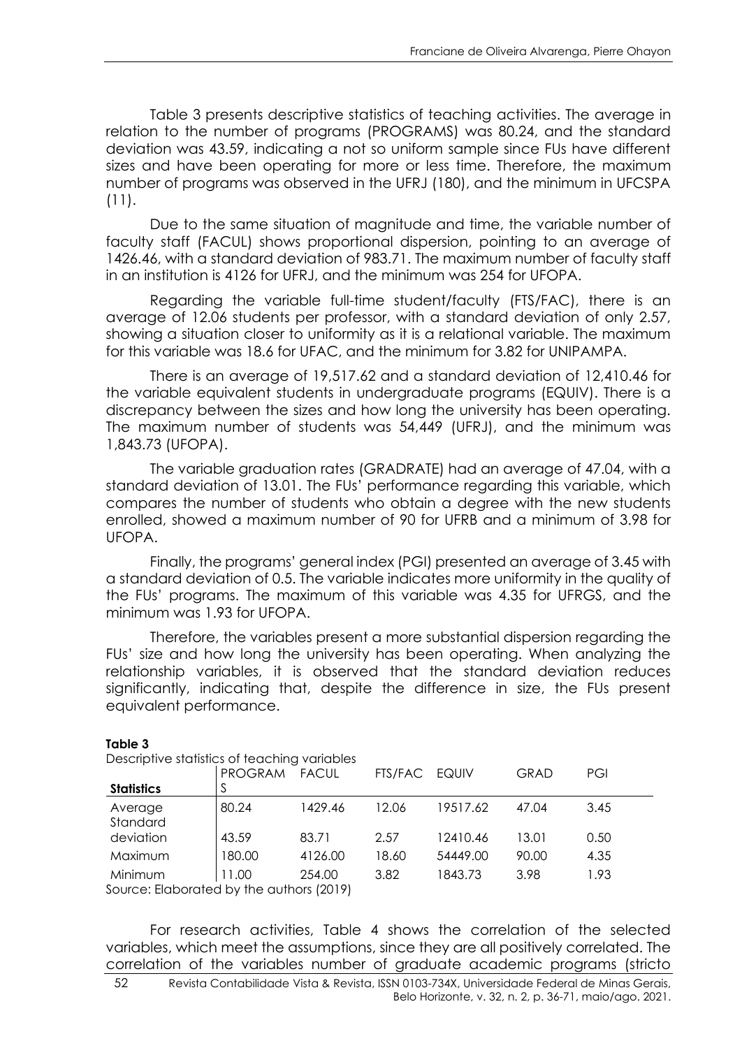Table 3 presents descriptive statistics of teaching activities. The average in relation to the number of programs (PROGRAMS) was 80.24, and the standard deviation was 43.59, indicating a not so uniform sample since FUs have different sizes and have been operating for more or less time. Therefore, the maximum number of programs was observed in the UFRJ (180), and the minimum in UFCSPA (11).

Due to the same situation of magnitude and time, the variable number of faculty staff (FACUL) shows proportional dispersion, pointing to an average of 1426.46, with a standard deviation of 983.71. The maximum number of faculty staff in an institution is 4126 for UFRJ, and the minimum was 254 for UFOPA.

Regarding the variable full-time student/faculty (FTS/FAC), there is an average of 12.06 students per professor, with a standard deviation of only 2.57, showing a situation closer to uniformity as it is a relational variable. The maximum for this variable was 18.6 for UFAC, and the minimum for 3.82 for UNIPAMPA.

There is an average of 19,517.62 and a standard deviation of 12,410.46 for the variable equivalent students in undergraduate programs (EQUIV). There is a discrepancy between the sizes and how long the university has been operating. The maximum number of students was 54,449 (UFRJ), and the minimum was 1,843.73 (UFOPA).

The variable graduation rates (GRADRATE) had an average of 47.04, with a standard deviation of 13.01. The FUs' performance regarding this variable, which compares the number of students who obtain a degree with the new students enrolled, showed a maximum number of 90 for UFRB and a minimum of 3.98 for UFOPA.

Finally, the programs' general index (PGI) presented an average of 3.45 with a standard deviation of 0.5. The variable indicates more uniformity in the quality of the FUs' programs. The maximum of this variable was 4.35 for UFRGS, and the minimum was 1.93 for UFOPA.

Therefore, the variables present a more substantial dispersion regarding the FUs' size and how long the university has been operating. When analyzing the relationship variables, it is observed that the standard deviation reduces significantly, indicating that, despite the difference in size, the FUs present equivalent performance.

**Table 3**

Descriptive statistics of teaching variables

| Statistics | PROGRAMS | FACUL | FTS/FAC | EQUIV | GRAD | PGI |
|---|---|---|---|---|---|---|
| Average | 80.24 | 1429.46 | 12.06 | 19517.62 | 47.04 | 3.45 |
| Standard deviation | 43.59 | 83.71 | 2.57 | 12410.46 | 13.01 | 0.50 |
| Maximum | 180.00 | 4126.00 | 18.60 | 54449.00 | 90.00 | 4.35 |
| Minimum | 11.00 | 254.00 | 3.82 | 1843.73 | 3.98 | 1.93 |

Source: Elaborated by the authors (2019)

For research activities, Table 4 shows the correlation of the selected variables, which meet the assumptions, since they are all positively correlated. The correlation of the variables number of graduate academic programs (stricto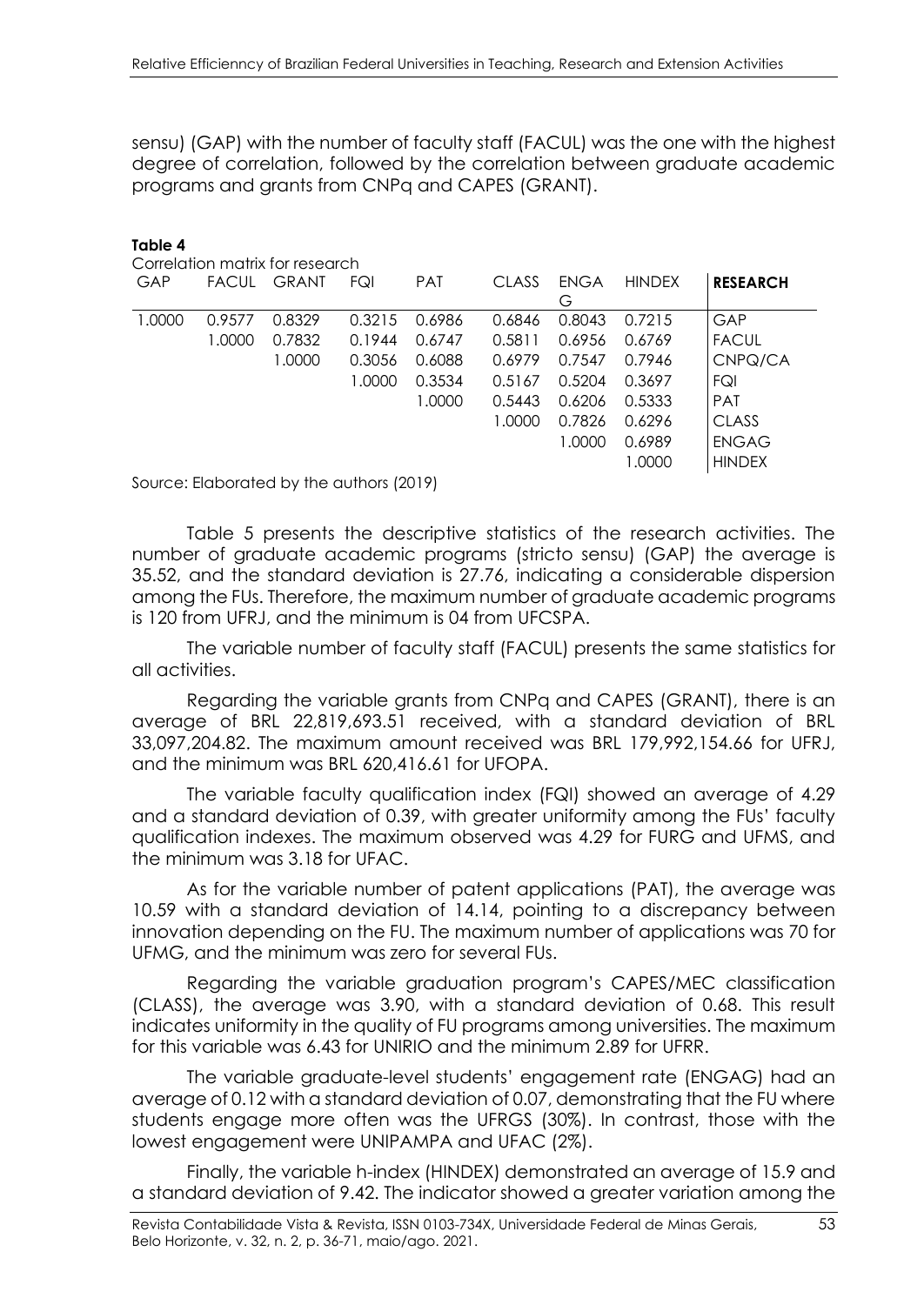sensu) (GAP) with the number of faculty staff (FACUL) was the one with the highest degree of correlation, followed by the correlation between graduate academic programs and grants from CNPq and CAPES (GRANT).

**Table 4**

Correlation matrix for research

| GAP | FACUL | GRANT | FQI | PAT | CLASS | ENGAG | HINDEX | **RESEARCH** |
|---|---|---|---|---|---|---|---|---|
| 1.0000 | 0.9577 | 0.8329 | 0.3215 | 0.6986 | 0.6846 | 0.8043 | 0.7215 | GAP |
| | 1.0000 | 0.7832 | 0.1944 | 0.6747 | 0.5811 | 0.6956 | 0.6769 | FACUL |
| | | 1.0000 | 0.3056 | 0.6088 | 0.6979 | 0.7547 | 0.7946 | CNPQ/CA |
| | | | 1.0000 | 0.3534 | 0.5167 | 0.5204 | 0.3697 | FQI |
| | | | | 1.0000 | 0.5443 | 0.6206 | 0.5333 | PAT |
| | | | | | 1.0000 | 0.7826 | 0.6296 | CLASS |
| | | | | | | 1.0000 | 0.6989 | ENGAG |
| | | | | | | | 1.0000 | HINDEX |

Source: Elaborated by the authors (2019)

Table 5 presents the descriptive statistics of the research activities. The number of graduate academic programs (stricto sensu) (GAP) the average is 35.52, and the standard deviation is 27.76, indicating a considerable dispersion among the FUs. Therefore, the maximum number of graduate academic programs is 120 from UFRJ, and the minimum is 04 from UFCSPA.

The variable number of faculty staff (FACUL) presents the same statistics for all activities.

Regarding the variable grants from CNPq and CAPES (GRANT), there is an average of BRL 22,819,693.51 received, with a standard deviation of BRL 33,097,204.82. The maximum amount received was BRL 179,992,154.66 for UFRJ, and the minimum was BRL 620,416.61 for UFOPA.

The variable faculty qualification index (FQI) showed an average of 4.29 and a standard deviation of 0.39, with greater uniformity among the FUs' faculty qualification indexes. The maximum observed was 4.29 for FURG and UFMS, and the minimum was 3.18 for UFAC.

As for the variable number of patent applications (PAT), the average was 10.59 with a standard deviation of 14.14, pointing to a discrepancy between innovation depending on the FU. The maximum number of applications was 70 for UFMG, and the minimum was zero for several FUs.

Regarding the variable graduation program's CAPES/MEC classification (CLASS), the average was 3.90, with a standard deviation of 0.68. This result indicates uniformity in the quality of FU programs among universities. The maximum for this variable was 6.43 for UNIRIO and the minimum 2.89 for UFRR.

The variable graduate-level students' engagement rate (ENGAG) had an average of 0.12 with a standard deviation of 0.07, demonstrating that the FU where students engage more often was the UFRGS (30%). In contrast, those with the lowest engagement were UNIPAMPA and UFAC (2%).

Finally, the variable h-index (HINDEX) demonstrated an average of 15.9 and a standard deviation of 9.42. The indicator showed a greater variation among the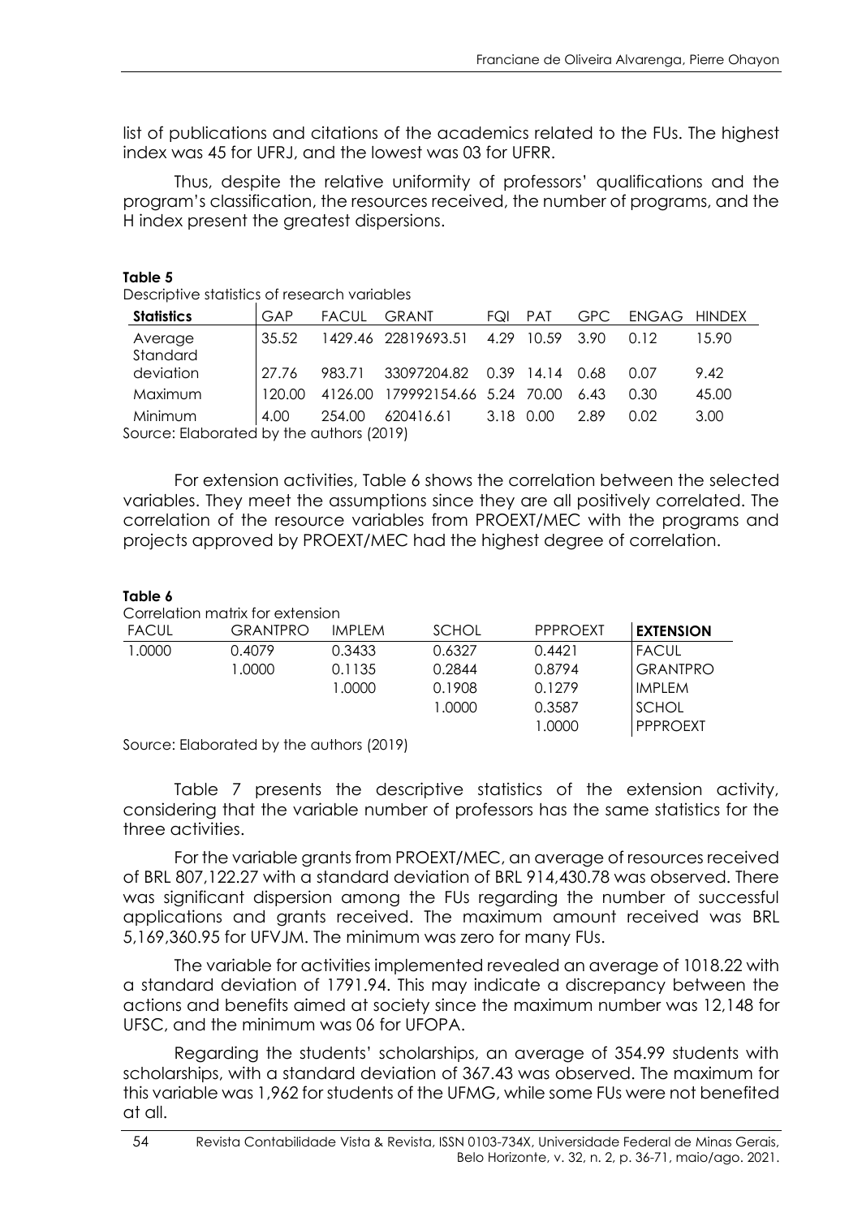list of publications and citations of the academics related to the FUs. The highest index was 45 for UFRJ, and the lowest was 03 for UFRR.

Thus, despite the relative uniformity of professors' qualifications and the program's classification, the resources received, the number of programs, and the H index present the greatest dispersions.

**Table 5**

Descriptive statistics of research variables

| **Statistics** | GAP | FACUL | GRANT | FQI | PAT | GPC | ENGAG | HINDEX |
|---|---|---|---|---|---|---|---|---|
| Average | 35.52 | 1429.46 | 22819693.51 | 4.29 | 10.59 | 3.90 | 0.12 | 15.90 |
| Standard deviation | 27.76 | 983.71 | 33097204.82 | 0.39 | 14.14 | 0.68 | 0.07 | 9.42 |
| Maximum | 120.00 | 4126.00 | 179992154.66 | 5.24 | 70.00 | 6.43 | 0.30 | 45.00 |
| Minimum | 4.00 | 254.00 | 620416.61 | 3.18 | 0.00 | 2.89 | 0.02 | 3.00 |

Source: Elaborated by the authors (2019)

For extension activities, Table 6 shows the correlation between the selected variables. They meet the assumptions since they are all positively correlated. The correlation of the resource variables from PROEXT/MEC with the programs and projects approved by PROEXT/MEC had the highest degree of correlation.

**Table 6**

Correlation matrix for extension

| FACUL | GRANTPRO | IMPLEM | SCHOL | PPPROEXT | **EXTENSION** |
|---|---|---|---|---|---|
| 1.0000 | 0.4079 | 0.3433 | 0.6327 | 0.4421 | FACUL |
| | 1.0000 | 0.1135 | 0.2844 | 0.8794 | GRANTPRO |
| | | 1.0000 | 0.1908 | 0.1279 | IMPLEM |
| | | | 1.0000 | 0.3587 | SCHOL |
| | | | | 1.0000 | PPPROEXT |

Source: Elaborated by the authors (2019)

Table 7 presents the descriptive statistics of the extension activity, considering that the variable number of professors has the same statistics for the three activities.

For the variable grants from PROEXT/MEC, an average of resources received of BRL 807,122.27 with a standard deviation of BRL 914,430.78 was observed. There was significant dispersion among the FUs regarding the number of successful applications and grants received. The maximum amount received was BRL 5,169,360.95 for UFVJM. The minimum was zero for many FUs.

The variable for activities implemented revealed an average of 1018.22 with a standard deviation of 1791.94. This may indicate a discrepancy between the actions and benefits aimed at society since the maximum number was 12,148 for UFSC, and the minimum was 06 for UFOPA.

Regarding the students' scholarships, an average of 354.99 students with scholarships, with a standard deviation of 367.43 was observed. The maximum for this variable was 1,962 for students of the UFMG, while some FUs were not benefited at all.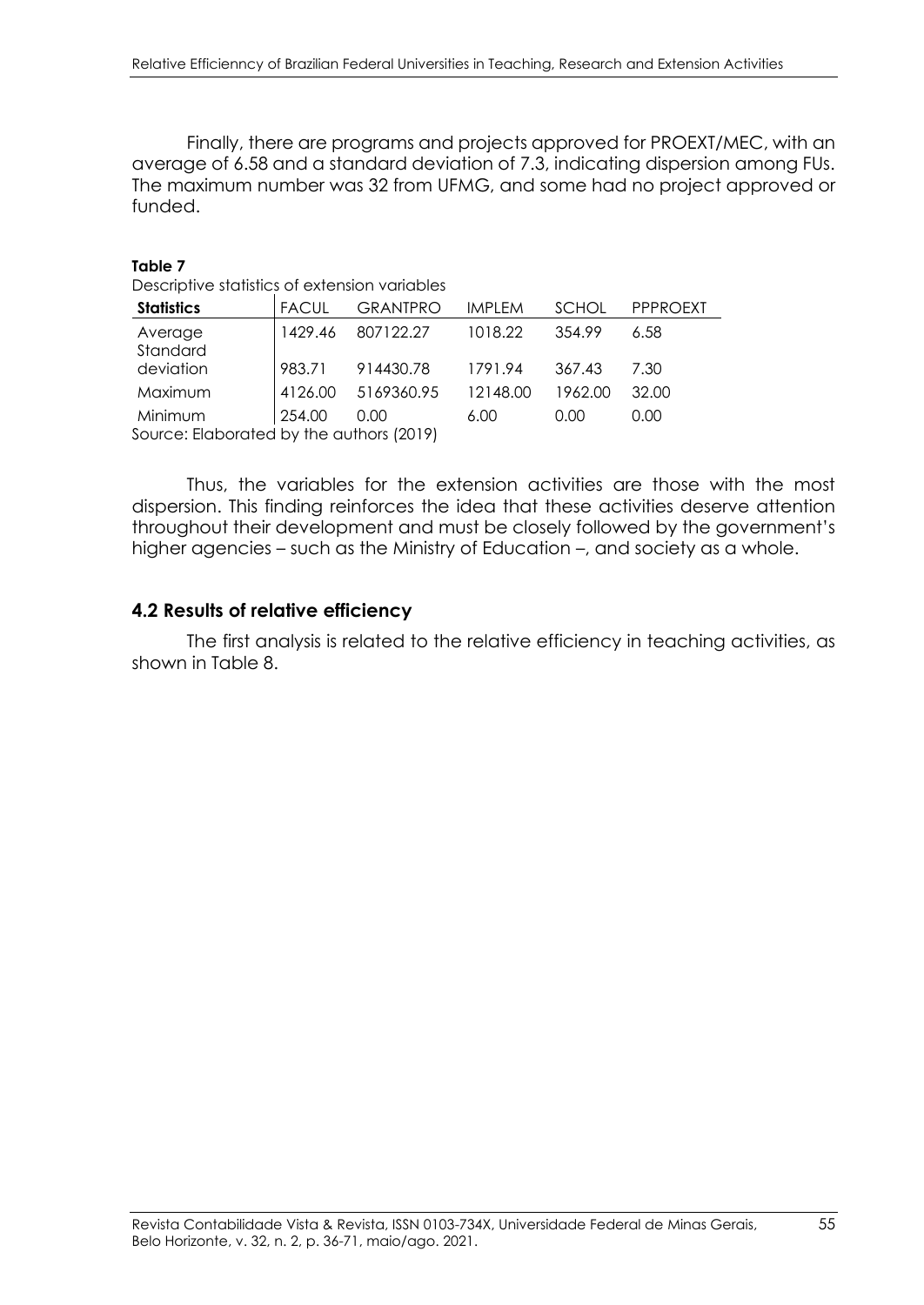Finally, there are programs and projects approved for PROEXT/MEC, with an average of 6.58 and a standard deviation of 7.3, indicating dispersion among FUs. The maximum number was 32 from UFMG, and some had no project approved or funded.

**Table 7**

Descriptive statistics of extension variables

| Statistics | FACUL | GRANTPRO | IMPLEM | SCHOL | PPPROEXT |
|---|---|---|---|---|---|
| Average | 1429.46 | 807122.27 | 1018.22 | 354.99 | 6.58 |
| Standard deviation | 983.71 | 914430.78 | 1791.94 | 367.43 | 7.30 |
| Maximum | 4126.00 | 5169360.95 | 12148.00 | 1962.00 | 32.00 |
| Minimum | 254.00 | 0.00 | 6.00 | 0.00 | 0.00 |

Source: Elaborated by the authors (2019)

Thus, the variables for the extension activities are those with the most dispersion. This finding reinforces the idea that these activities deserve attention throughout their development and must be closely followed by the government's higher agencies – such as the Ministry of Education –, and society as a whole.

## 4.2 Results of relative efficiency

The first analysis is related to the relative efficiency in teaching activities, as shown in Table 8.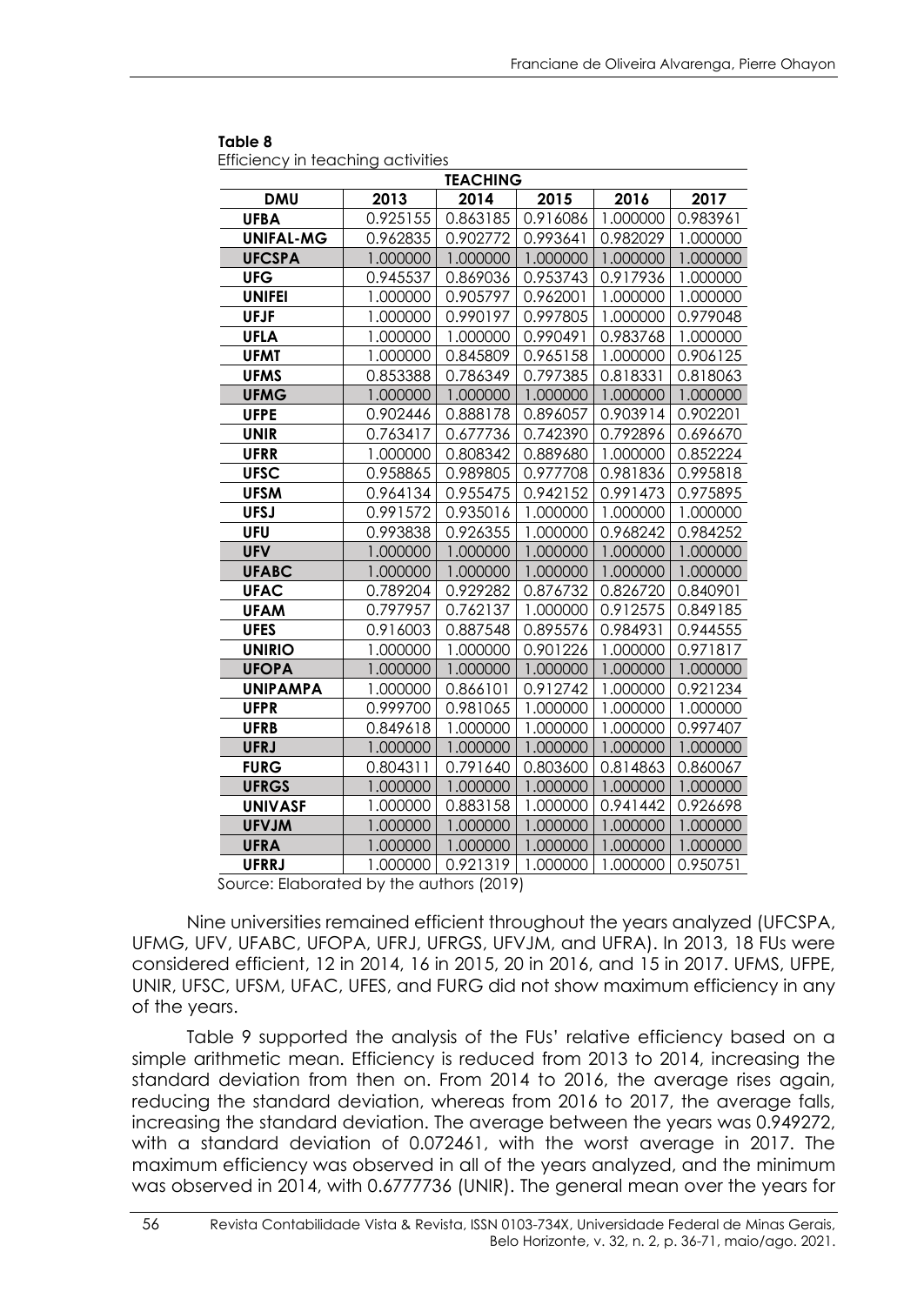**Table 8**
Efficiency in teaching activities

| TEACHING | | | | | |
|---|---|---|---|---|---|
| **DMU** | **2013** | **2014** | **2015** | **2016** | **2017** |
| **UFBA** | 0.925155 | 0.863185 | 0.916086 | 1.000000 | 0.983961 |
| **UNIFAL-MG** | 0.962835 | 0.902772 | 0.993641 | 0.982029 | 1.000000 |
| **UFCSPA** | 1.000000 | 1.000000 | 1.000000 | 1.000000 | 1.000000 |
| **UFG** | 0.945537 | 0.869036 | 0.953743 | 0.917936 | 1.000000 |
| **UNIFEI** | 1.000000 | 0.905797 | 0.962001 | 1.000000 | 1.000000 |
| **UFJF** | 1.000000 | 0.990197 | 0.997805 | 1.000000 | 0.979048 |
| **UFLA** | 1.000000 | 1.000000 | 0.990491 | 0.983768 | 1.000000 |
| **UFMT** | 1.000000 | 0.845809 | 0.965158 | 1.000000 | 0.906125 |
| **UFMS** | 0.853388 | 0.786349 | 0.797385 | 0.818331 | 0.818063 |
| **UFMG** | 1.000000 | 1.000000 | 1.000000 | 1.000000 | 1.000000 |
| **UFPE** | 0.902446 | 0.888178 | 0.896057 | 0.903914 | 0.902201 |
| **UNIR** | 0.763417 | 0.677736 | 0.742390 | 0.792896 | 0.696670 |
| **UFRR** | 1.000000 | 0.808342 | 0.889680 | 1.000000 | 0.852224 |
| **UFSC** | 0.958865 | 0.989805 | 0.977708 | 0.981836 | 0.995818 |
| **UFSM** | 0.964134 | 0.955475 | 0.942152 | 0.991473 | 0.975895 |
| **UFSJ** | 0.991572 | 0.935016 | 1.000000 | 1.000000 | 1.000000 |
| **UFU** | 0.993838 | 0.926355 | 1.000000 | 0.968242 | 0.984252 |
| **UFV** | 1.000000 | 1.000000 | 1.000000 | 1.000000 | 1.000000 |
| **UFABC** | 1.000000 | 1.000000 | 1.000000 | 1.000000 | 1.000000 |
| **UFAC** | 0.789204 | 0.929282 | 0.876732 | 0.826720 | 0.840901 |
| **UFAM** | 0.797957 | 0.762137 | 1.000000 | 0.912575 | 0.849185 |
| **UFES** | 0.916003 | 0.887548 | 0.895576 | 0.984931 | 0.944555 |
| **UNIRIO** | 1.000000 | 1.000000 | 0.901226 | 1.000000 | 0.971817 |
| **UFOPA** | 1.000000 | 1.000000 | 1.000000 | 1.000000 | 1.000000 |
| **UNIPAMPA** | 1.000000 | 0.866101 | 0.912742 | 1.000000 | 0.921234 |
| **UFPR** | 0.999700 | 0.981065 | 1.000000 | 1.000000 | 1.000000 |
| **UFRB** | 0.849618 | 1.000000 | 1.000000 | 1.000000 | 0.997407 |
| **UFRJ** | 1.000000 | 1.000000 | 1.000000 | 1.000000 | 1.000000 |
| **FURG** | 0.804311 | 0.791640 | 0.803600 | 0.814863 | 0.860067 |
| **UFRGS** | 1.000000 | 1.000000 | 1.000000 | 1.000000 | 1.000000 |
| **UNIVASF** | 1.000000 | 0.883158 | 1.000000 | 0.941442 | 0.926698 |
| **UFVJM** | 1.000000 | 1.000000 | 1.000000 | 1.000000 | 1.000000 |
| **UFRA** | 1.000000 | 1.000000 | 1.000000 | 1.000000 | 1.000000 |
| **UFRRJ** | 1.000000 | 0.921319 | 1.000000 | 1.000000 | 0.950751 |

Source: Elaborated by the authors (2019)

Nine universities remained efficient throughout the years analyzed (UFCSPA, UFMG, UFV, UFABC, UFOPA, UFRJ, UFRGS, UFVJM, and UFRA). In 2013, 18 FUs were considered efficient, 12 in 2014, 16 in 2015, 20 in 2016, and 15 in 2017. UFMS, UFPE, UNIR, UFSC, UFSM, UFAC, UFES, and FURG did not show maximum efficiency in any of the years.

Table 9 supported the analysis of the FUs' relative efficiency based on a simple arithmetic mean. Efficiency is reduced from 2013 to 2014, increasing the standard deviation from then on. From 2014 to 2016, the average rises again, reducing the standard deviation, whereas from 2016 to 2017, the average falls, increasing the standard deviation. The average between the years was 0.949272, with a standard deviation of 0.072461, with the worst average in 2017. The maximum efficiency was observed in all of the years analyzed, and the minimum was observed in 2014, with 0.6777736 (UNIR). The general mean over the years for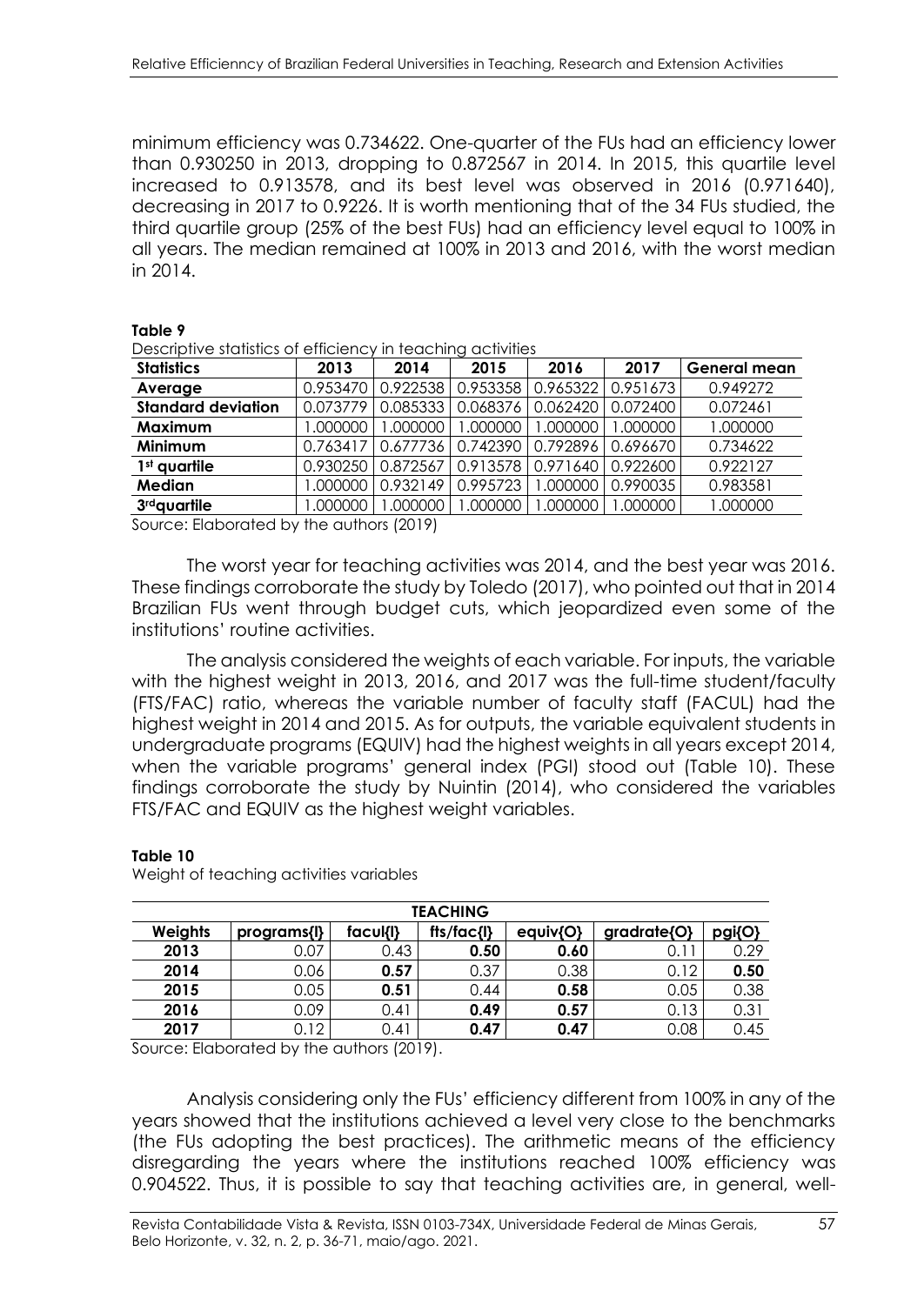minimum efficiency was 0.734622. One-quarter of the FUs had an efficiency lower than 0.930250 in 2013, dropping to 0.872567 in 2014. In 2015, this quartile level increased to 0.913578, and its best level was observed in 2016 (0.971640), decreasing in 2017 to 0.9226. It is worth mentioning that of the 34 FUs studied, the third quartile group (25% of the best FUs) had an efficiency level equal to 100% in all years. The median remained at 100% in 2013 and 2016, with the worst median in 2014.

**Table 9**

Descriptive statistics of efficiency in teaching activities

| Statistics | 2013 | 2014 | 2015 | 2016 | 2017 | General mean |
|---|---|---|---|---|---|---|
| **Average** | 0.953470 | 0.922538 | 0.953358 | 0.965322 | 0.951673 | 0.949272 |
| **Standard deviation** | 0.073779 | 0.085333 | 0.068376 | 0.062420 | 0.072400 | 0.072461 |
| **Maximum** | 1.000000 | 1.000000 | 1.000000 | 1.000000 | 1.000000 | 1.000000 |
| **Minimum** | 0.763417 | 0.677736 | 0.742390 | 0.792896 | 0.696670 | 0.734622 |
| **1st quartile** | 0.930250 | 0.872567 | 0.913578 | 0.971640 | 0.922600 | 0.922127 |
| **Median** | 1.000000 | 0.932149 | 0.995723 | 1.000000 | 0.990035 | 0.983581 |
| **3rd quartile** | 1.000000 | 1.000000 | 1.000000 | 1.000000 | 1.000000 | 1.000000 |

Source: Elaborated by the authors (2019)

The worst year for teaching activities was 2014, and the best year was 2016. These findings corroborate the study by Toledo (2017), who pointed out that in 2014 Brazilian FUs went through budget cuts, which jeopardized even some of the institutions' routine activities.

The analysis considered the weights of each variable. For inputs, the variable with the highest weight in 2013, 2016, and 2017 was the full-time student/faculty (FTS/FAC) ratio, whereas the variable number of faculty staff (FACUL) had the highest weight in 2014 and 2015. As for outputs, the variable equivalent students in undergraduate programs (EQUIV) had the highest weights in all years except 2014, when the variable programs' general index (PGI) stood out (Table 10). These findings corroborate the study by Nuintin (2014), who considered the variables FTS/FAC and EQUIV as the highest weight variables.

**Table 10**

Weight of teaching activities variables

| **TEACHING** | | | | | | |
|---|---|---|---|---|---|---|
| **Weights** | **programs{I}** | **facul{I}** | **fts/fac{I}** | **equiv{O}** | **gradrate{O}** | **pgi{O}** |
| **2013** | 0.07 | 0.43 | **0.50** | **0.60** | 0.11 | 0.29 |
| **2014** | 0.06 | **0.57** | 0.37 | 0.38 | 0.12 | **0.50** |
| **2015** | 0.05 | **0.51** | 0.44 | **0.58** | 0.05 | 0.38 |
| **2016** | 0.09 | 0.41 | **0.49** | **0.57** | 0.13 | 0.31 |
| **2017** | 0.12 | 0.41 | **0.47** | **0.47** | 0.08 | 0.45 |

Source: Elaborated by the authors (2019).

Analysis considering only the FUs' efficiency different from 100% in any of the years showed that the institutions achieved a level very close to the benchmarks (the FUs adopting the best practices). The arithmetic means of the efficiency disregarding the years where the institutions reached 100% efficiency was 0.904522. Thus, it is possible to say that teaching activities are, in general, well-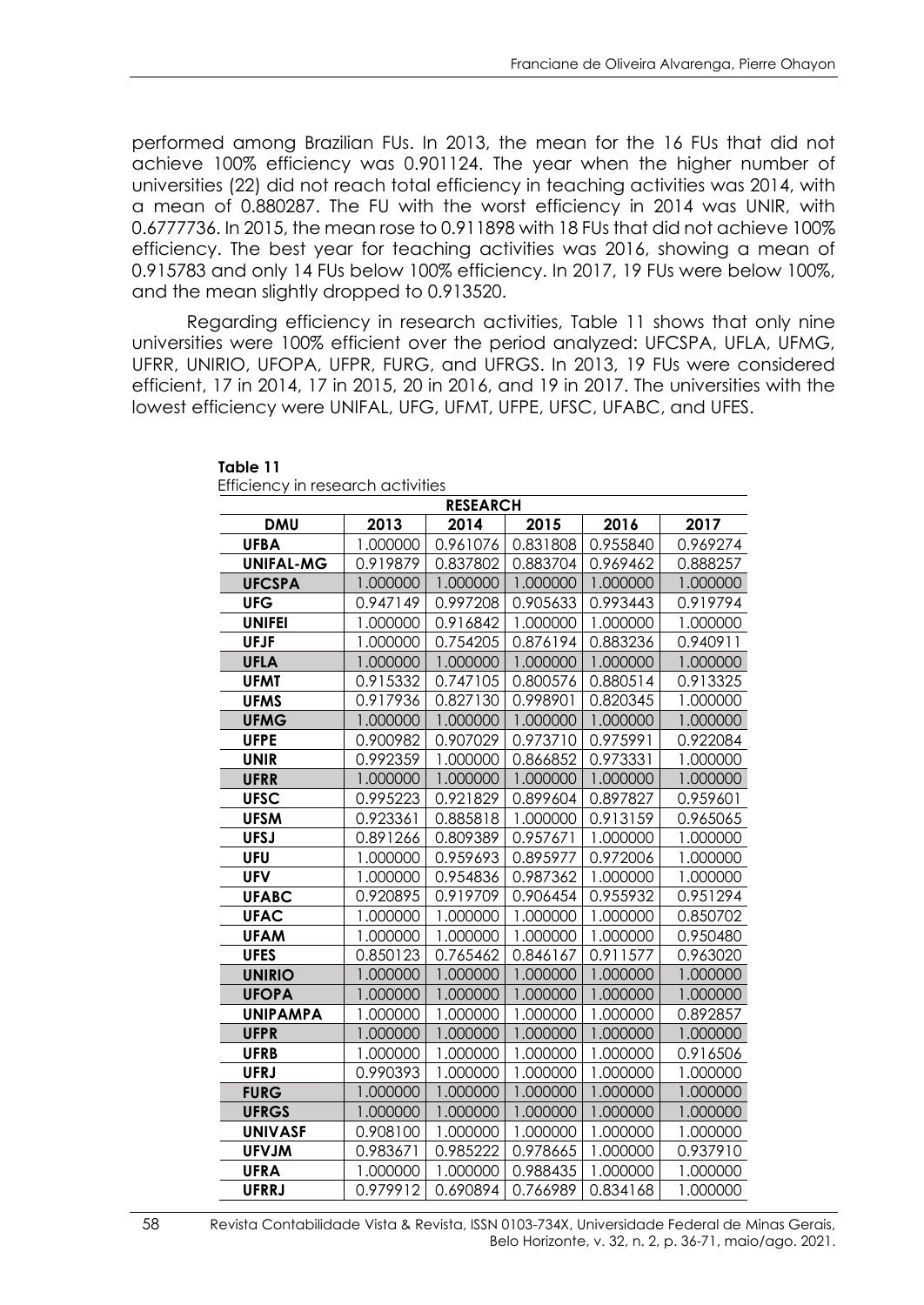performed among Brazilian FUs. In 2013, the mean for the 16 FUs that did not achieve 100% efficiency was 0.901124. The year when the higher number of universities (22) did not reach total efficiency in teaching activities was 2014, with a mean of 0.880287. The FU with the worst efficiency in 2014 was UNIR, with 0.6777736. In 2015, the mean rose to 0.911898 with 18 FUs that did not achieve 100% efficiency. The best year for teaching activities was 2016, showing a mean of 0.915783 and only 14 FUs below 100% efficiency. In 2017, 19 FUs were below 100%, and the mean slightly dropped to 0.913520.

Regarding efficiency in research activities, Table 11 shows that only nine universities were 100% efficient over the period analyzed: UFCSPA, UFLA, UFMG, UFRR, UNIRIO, UFOPA, UFPR, FURG, and UFRGS. In 2013, 19 FUs were considered efficient, 17 in 2014, 17 in 2015, 20 in 2016, and 19 in 2017. The universities with the lowest efficiency were UNIFAL, UFG, UFMT, UFPE, UFSC, UFABC, and UFES.

**Table 11**
Efficiency in research activities

| RESEARCH | | | | | |
|---|---|---|---|---|---|
| **DMU** | **2013** | **2014** | **2015** | **2016** | **2017** |
| **UFBA** | 1.000000 | 0.961076 | 0.831808 | 0.955840 | 0.969274 |
| **UNIFAL-MG** | 0.919879 | 0.837802 | 0.883704 | 0.969462 | 0.888257 |
| **UFCSPA** | 1.000000 | 1.000000 | 1.000000 | 1.000000 | 1.000000 |
| **UFG** | 0.947149 | 0.997208 | 0.905633 | 0.993443 | 0.919794 |
| **UNIFEI** | 1.000000 | 0.916842 | 1.000000 | 1.000000 | 1.000000 |
| **UFJF** | 1.000000 | 0.754205 | 0.876194 | 0.883236 | 0.940911 |
| **UFLA** | 1.000000 | 1.000000 | 1.000000 | 1.000000 | 1.000000 |
| **UFMT** | 0.915332 | 0.747105 | 0.800576 | 0.880514 | 0.913325 |
| **UFMS** | 0.917936 | 0.827130 | 0.998901 | 0.820345 | 1.000000 |
| **UFMG** | 1.000000 | 1.000000 | 1.000000 | 1.000000 | 1.000000 |
| **UFPE** | 0.900982 | 0.907029 | 0.973710 | 0.975991 | 0.922084 |
| **UNIR** | 0.992359 | 1.000000 | 0.866852 | 0.973331 | 1.000000 |
| **UFRR** | 1.000000 | 1.000000 | 1.000000 | 1.000000 | 1.000000 |
| **UFSC** | 0.995223 | 0.921829 | 0.899604 | 0.897827 | 0.959601 |
| **UFSM** | 0.923361 | 0.885818 | 1.000000 | 0.913159 | 0.965065 |
| **UFSJ** | 0.891266 | 0.809389 | 0.957671 | 1.000000 | 1.000000 |
| **UFU** | 1.000000 | 0.959693 | 0.895977 | 0.972006 | 1.000000 |
| **UFV** | 1.000000 | 0.954836 | 0.987362 | 1.000000 | 1.000000 |
| **UFABC** | 0.920895 | 0.919709 | 0.906454 | 0.955932 | 0.951294 |
| **UFAC** | 1.000000 | 1.000000 | 1.000000 | 1.000000 | 0.850702 |
| **UFAM** | 1.000000 | 1.000000 | 1.000000 | 1.000000 | 0.950480 |
| **UFES** | 0.850123 | 0.765462 | 0.846167 | 0.911577 | 0.963020 |
| **UNIRIO** | 1.000000 | 1.000000 | 1.000000 | 1.000000 | 1.000000 |
| **UFOPA** | 1.000000 | 1.000000 | 1.000000 | 1.000000 | 1.000000 |
| **UNIPAMPA** | 1.000000 | 1.000000 | 1.000000 | 1.000000 | 0.892857 |
| **UFPR** | 1.000000 | 1.000000 | 1.000000 | 1.000000 | 1.000000 |
| **UFRB** | 1.000000 | 1.000000 | 1.000000 | 1.000000 | 0.916506 |
| **UFRJ** | 0.990393 | 1.000000 | 1.000000 | 1.000000 | 1.000000 |
| **FURG** | 1.000000 | 1.000000 | 1.000000 | 1.000000 | 1.000000 |
| **UFRGS** | 1.000000 | 1.000000 | 1.000000 | 1.000000 | 1.000000 |
| **UNIVASF** | 0.908100 | 1.000000 | 1.000000 | 1.000000 | 1.000000 |
| **UFVJM** | 0.983671 | 0.985222 | 0.978665 | 1.000000 | 0.937910 |
| **UFRA** | 1.000000 | 1.000000 | 0.988435 | 1.000000 | 1.000000 |
| **UFRRJ** | 0.979912 | 0.690894 | 0.766989 | 0.834168 | 1.000000 |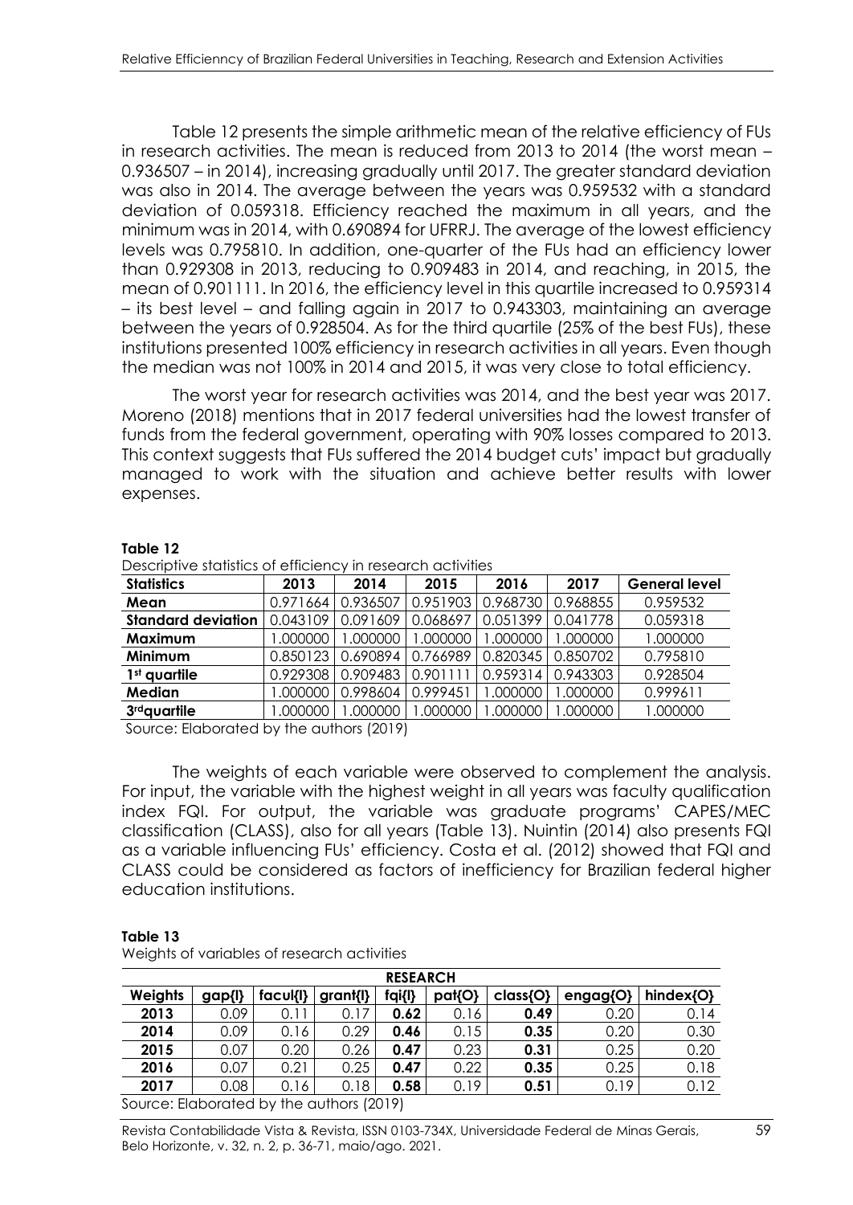Table 12 presents the simple arithmetic mean of the relative efficiency of FUs in research activities. The mean is reduced from 2013 to 2014 (the worst mean – 0.936507 – in 2014), increasing gradually until 2017. The greater standard deviation was also in 2014. The average between the years was 0.959532 with a standard deviation of 0.059318. Efficiency reached the maximum in all years, and the minimum was in 2014, with 0.690894 for UFRRJ. The average of the lowest efficiency levels was 0.795810. In addition, one-quarter of the FUs had an efficiency lower than 0.929308 in 2013, reducing to 0.909483 in 2014, and reaching, in 2015, the mean of 0.901111. In 2016, the efficiency level in this quartile increased to 0.959314 – its best level – and falling again in 2017 to 0.943303, maintaining an average between the years of 0.928504. As for the third quartile (25% of the best FUs), these institutions presented 100% efficiency in research activities in all years. Even though the median was not 100% in 2014 and 2015, it was very close to total efficiency.

The worst year for research activities was 2014, and the best year was 2017. Moreno (2018) mentions that in 2017 federal universities had the lowest transfer of funds from the federal government, operating with 90% losses compared to 2013. This context suggests that FUs suffered the 2014 budget cuts' impact but gradually managed to work with the situation and achieve better results with lower expenses.

**Table 12**
Descriptive statistics of efficiency in research activities

| Statistics | 2013 | 2014 | 2015 | 2016 | 2017 | General level |
|---|---|---|---|---|---|---|
| **Mean** | 0.971664 | 0.936507 | 0.951903 | 0.968730 | 0.968855 | 0.959532 |
| **Standard deviation** | 0.043109 | 0.091609 | 0.068697 | 0.051399 | 0.041778 | 0.059318 |
| **Maximum** | 1.000000 | 1.000000 | 1.000000 | 1.000000 | 1.000000 | 1.000000 |
| **Minimum** | 0.850123 | 0.690894 | 0.766989 | 0.820345 | 0.850702 | 0.795810 |
| **1st quartile** | 0.929308 | 0.909483 | 0.901111 | 0.959314 | 0.943303 | 0.928504 |
| **Median** | 1.000000 | 0.998604 | 0.999451 | 1.000000 | 1.000000 | 0.999611 |
| **3rdquartile** | 1.000000 | 1.000000 | 1.000000 | 1.000000 | 1.000000 | 1.000000 |

Source: Elaborated by the authors (2019)

The weights of each variable were observed to complement the analysis. For input, the variable with the highest weight in all years was faculty qualification index FQI. For output, the variable was graduate programs' CAPES/MEC classification (CLASS), also for all years (Table 13). Nuintin (2014) also presents FQI as a variable influencing FUs' efficiency. Costa et al. (2012) showed that FQI and CLASS could be considered as factors of inefficiency for Brazilian federal higher education institutions.

**Table 13**
Weights of variables of research activities

| | RESEARCH | | | | | | | |
|---|---|---|---|---|---|---|---|---|
| **Weights** | **gap{I}** | **facul{I}** | **grant{I}** | **fqi{I}** | **pat{O}** | **class{O}** | **engag{O}** | **hindex{O}** |
| **2013** | 0.09 | 0.11 | 0.17 | **0.62** | 0.16 | **0.49** | 0.20 | 0.14 |
| **2014** | 0.09 | 0.16 | 0.29 | **0.46** | 0.15 | **0.35** | 0.20 | 0.30 |
| **2015** | 0.07 | 0.20 | 0.26 | **0.47** | 0.23 | **0.31** | 0.25 | 0.20 |
| **2016** | 0.07 | 0.21 | 0.25 | **0.47** | 0.22 | **0.35** | 0.25 | 0.18 |
| **2017** | 0.08 | 0.16 | 0.18 | **0.58** | 0.19 | **0.51** | 0.19 | 0.12 |

Source: Elaborated by the authors (2019)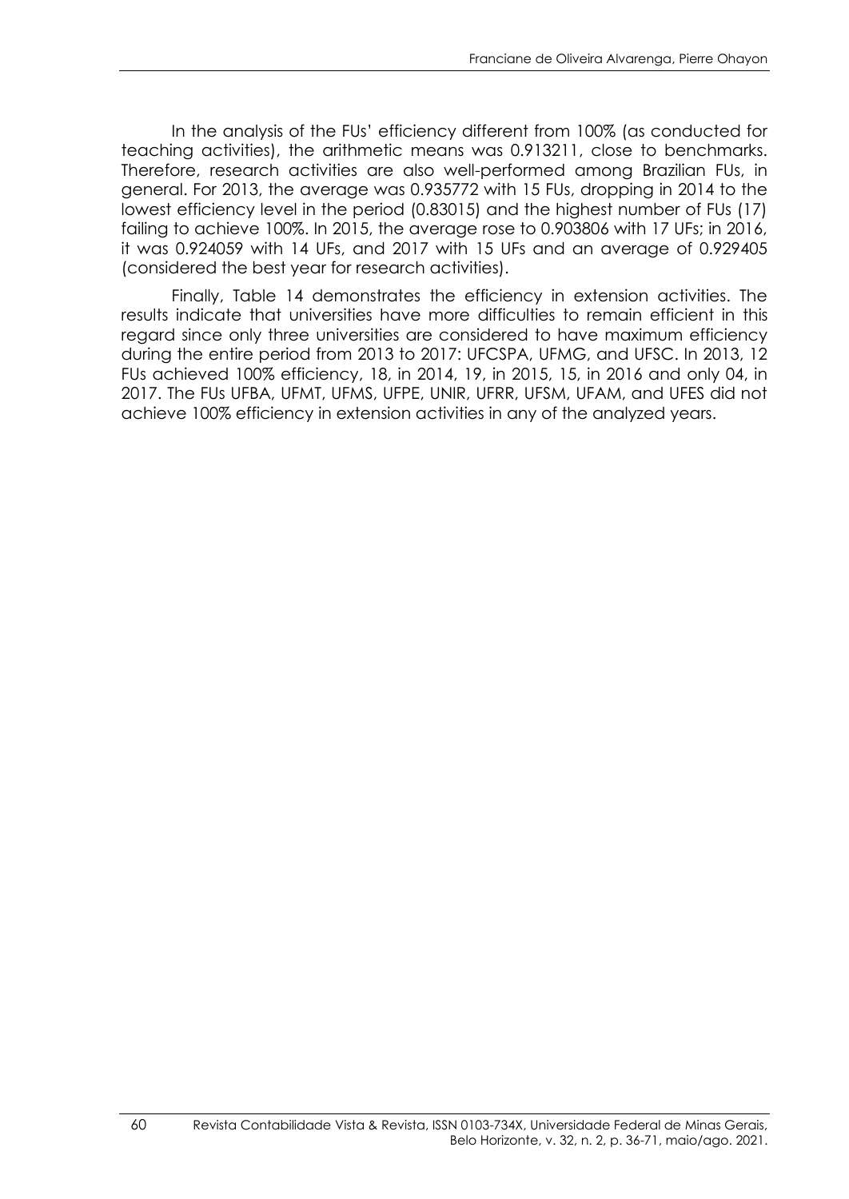In the analysis of the FUs' efficiency different from 100% (as conducted for teaching activities), the arithmetic means was 0.913211, close to benchmarks. Therefore, research activities are also well-performed among Brazilian FUs, in general. For 2013, the average was 0.935772 with 15 FUs, dropping in 2014 to the lowest efficiency level in the period (0.83015) and the highest number of FUs (17) failing to achieve 100%. In 2015, the average rose to 0.903806 with 17 UFs; in 2016, it was 0.924059 with 14 UFs, and 2017 with 15 UFs and an average of 0.929405 (considered the best year for research activities).

Finally, Table 14 demonstrates the efficiency in extension activities. The results indicate that universities have more difficulties to remain efficient in this regard since only three universities are considered to have maximum efficiency during the entire period from 2013 to 2017: UFCSPA, UFMG, and UFSC. In 2013, 12 FUs achieved 100% efficiency, 18, in 2014, 19, in 2015, 15, in 2016 and only 04, in 2017. The FUs UFBA, UFMT, UFMS, UFPE, UNIR, UFRR, UFSM, UFAM, and UFES did not achieve 100% efficiency in extension activities in any of the analyzed years.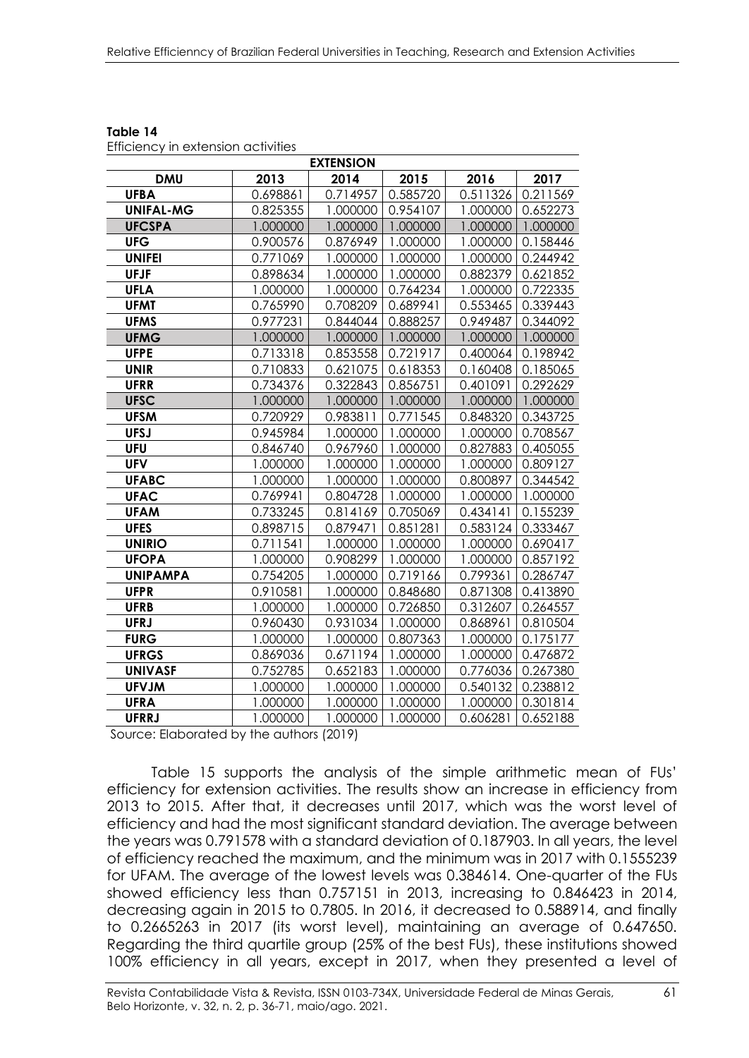**Table 14**

Efficiency in extension activities

| EXTENSION | | | | | |
|---|---|---|---|---|---|
| **DMU** | **2013** | **2014** | **2015** | **2016** | **2017** |
| **UFBA** | 0.698861 | 0.714957 | 0.585720 | 0.511326 | 0.211569 |
| **UNIFAL-MG** | 0.825355 | 1.000000 | 0.954107 | 1.000000 | 0.652273 |
| **UFCSPA** | 1.000000 | 1.000000 | 1.000000 | 1.000000 | 1.000000 |
| **UFG** | 0.900576 | 0.876949 | 1.000000 | 1.000000 | 0.158446 |
| **UNIFEI** | 0.771069 | 1.000000 | 1.000000 | 1.000000 | 0.244942 |
| **UFJF** | 0.898634 | 1.000000 | 1.000000 | 0.882379 | 0.621852 |
| **UFLA** | 1.000000 | 1.000000 | 0.764234 | 1.000000 | 0.722335 |
| **UFMT** | 0.765990 | 0.708209 | 0.689941 | 0.553465 | 0.339443 |
| **UFMS** | 0.977231 | 0.844044 | 0.888257 | 0.949487 | 0.344092 |
| **UFMG** | 1.000000 | 1.000000 | 1.000000 | 1.000000 | 1.000000 |
| **UFPE** | 0.713318 | 0.853558 | 0.721917 | 0.400064 | 0.198942 |
| **UNIR** | 0.710833 | 0.621075 | 0.618353 | 0.160408 | 0.185065 |
| **UFRR** | 0.734376 | 0.322843 | 0.856751 | 0.401091 | 0.292629 |
| **UFSC** | 1.000000 | 1.000000 | 1.000000 | 1.000000 | 1.000000 |
| **UFSM** | 0.720929 | 0.983811 | 0.771545 | 0.848320 | 0.343725 |
| **UFSJ** | 0.945984 | 1.000000 | 1.000000 | 1.000000 | 0.708567 |
| **UFU** | 0.846740 | 0.967960 | 1.000000 | 0.827883 | 0.405055 |
| **UFV** | 1.000000 | 1.000000 | 1.000000 | 1.000000 | 0.809127 |
| **UFABC** | 1.000000 | 1.000000 | 1.000000 | 0.800897 | 0.344542 |
| **UFAC** | 0.769941 | 0.804728 | 1.000000 | 1.000000 | 1.000000 |
| **UFAM** | 0.733245 | 0.814169 | 0.705069 | 0.434141 | 0.155239 |
| **UFES** | 0.898715 | 0.879471 | 0.851281 | 0.583124 | 0.333467 |
| **UNIRIO** | 0.711541 | 1.000000 | 1.000000 | 1.000000 | 0.690417 |
| **UFOPA** | 1.000000 | 0.908299 | 1.000000 | 1.000000 | 0.857192 |
| **UNIPAMPA** | 0.754205 | 1.000000 | 0.719166 | 0.799361 | 0.286747 |
| **UFPR** | 0.910581 | 1.000000 | 0.848680 | 0.871308 | 0.413890 |
| **UFRB** | 1.000000 | 1.000000 | 0.726850 | 0.312607 | 0.264557 |
| **UFRJ** | 0.960430 | 0.931034 | 1.000000 | 0.868961 | 0.810504 |
| **FURG** | 1.000000 | 1.000000 | 0.807363 | 1.000000 | 0.175177 |
| **UFRGS** | 0.869036 | 0.671194 | 1.000000 | 1.000000 | 0.476872 |
| **UNIVASF** | 0.752785 | 0.652183 | 1.000000 | 0.776036 | 0.267380 |
| **UFVJM** | 1.000000 | 1.000000 | 1.000000 | 0.540132 | 0.238812 |
| **UFRA** | 1.000000 | 1.000000 | 1.000000 | 1.000000 | 0.301814 |
| **UFRRJ** | 1.000000 | 1.000000 | 1.000000 | 0.606281 | 0.652188 |

Source: Elaborated by the authors (2019)

Table 15 supports the analysis of the simple arithmetic mean of FUs' efficiency for extension activities. The results show an increase in efficiency from 2013 to 2015. After that, it decreases until 2017, which was the worst level of efficiency and had the most significant standard deviation. The average between the years was 0.791578 with a standard deviation of 0.187903. In all years, the level of efficiency reached the maximum, and the minimum was in 2017 with 0.1555239 for UFAM. The average of the lowest levels was 0.384614. One-quarter of the FUs showed efficiency less than 0.757151 in 2013, increasing to 0.846423 in 2014, decreasing again in 2015 to 0.7805. In 2016, it decreased to 0.588914, and finally to 0.2665263 in 2017 (its worst level), maintaining an average of 0.647650. Regarding the third quartile group (25% of the best FUs), these institutions showed 100% efficiency in all years, except in 2017, when they presented a level of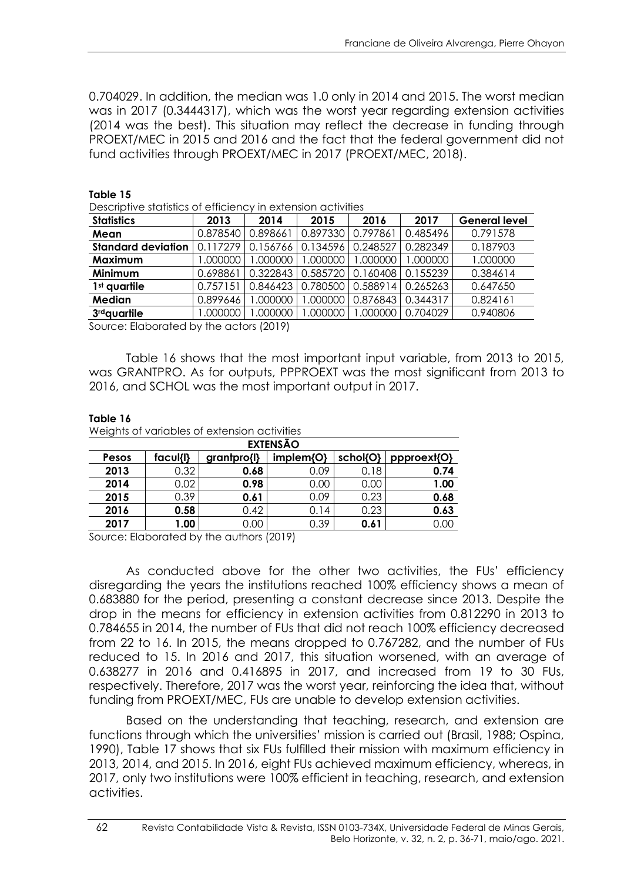0.704029. In addition, the median was 1.0 only in 2014 and 2015. The worst median was in 2017 (0.3444317), which was the worst year regarding extension activities (2014 was the best). This situation may reflect the decrease in funding through PROEXT/MEC in 2015 and 2016 and the fact that the federal government did not fund activities through PROEXT/MEC in 2017 (PROEXT/MEC, 2018).

**Table 15**

Descriptive statistics of efficiency in extension activities

| Statistics | 2013 | 2014 | 2015 | 2016 | 2017 | General level |
|---|---|---|---|---|---|---|
| **Mean** | 0.878540 | 0.898661 | 0.897330 | 0.797861 | 0.485496 | 0.791578 |
| **Standard deviation** | 0.117279 | 0.156766 | 0.134596 | 0.248527 | 0.282349 | 0.187903 |
| **Maximum** | 1.000000 | 1.000000 | 1.000000 | 1.000000 | 1.000000 | 1.000000 |
| **Minimum** | 0.698861 | 0.322843 | 0.585720 | 0.160408 | 0.155239 | 0.384614 |
| **1st quartile** | 0.757151 | 0.846423 | 0.780500 | 0.588914 | 0.265263 | 0.647650 |
| **Median** | 0.899646 | 1.000000 | 1.000000 | 0.876843 | 0.344317 | 0.824161 |
| **3rdquartile** | 1.000000 | 1.000000 | 1.000000 | 1.000000 | 0.704029 | 0.940806 |

Source: Elaborated by the actors (2019)

Table 16 shows that the most important input variable, from 2013 to 2015, was GRANTPRO. As for outputs, PPPROEXT was the most significant from 2013 to 2016, and SCHOL was the most important output in 2017.

**Table 16**

Weights of variables of extension activities

| EXTENSÃO | | | | | |
|---|---|---|---|---|---|
| **Pesos** | **facul{I}** | **grantpro{I}** | **implem{O}** | **schol{O}** | **ppproext{O}** |
| **2013** | 0.32 | **0.68** | 0.09 | 0.18 | **0.74** |
| **2014** | 0.02 | **0.98** | 0.00 | 0.00 | **1.00** |
| **2015** | 0.39 | **0.61** | 0.09 | 0.23 | **0.68** |
| **2016** | **0.58** | 0.42 | 0.14 | 0.23 | **0.63** |
| **2017** | **1.00** | 0.00 | 0.39 | **0.61** | 0.00 |

Source: Elaborated by the authors (2019)

As conducted above for the other two activities, the FUs' efficiency disregarding the years the institutions reached 100% efficiency shows a mean of 0.683880 for the period, presenting a constant decrease since 2013. Despite the drop in the means for efficiency in extension activities from 0.812290 in 2013 to 0.784655 in 2014, the number of FUs that did not reach 100% efficiency decreased from 22 to 16. In 2015, the means dropped to 0.767282, and the number of FUs reduced to 15. In 2016 and 2017, this situation worsened, with an average of 0.638277 in 2016 and 0.416895 in 2017, and increased from 19 to 30 FUs, respectively. Therefore, 2017 was the worst year, reinforcing the idea that, without funding from PROEXT/MEC, FUs are unable to develop extension activities.

Based on the understanding that teaching, research, and extension are functions through which the universities' mission is carried out (Brasil, 1988; Ospina, 1990), Table 17 shows that six FUs fulfilled their mission with maximum efficiency in 2013, 2014, and 2015. In 2016, eight FUs achieved maximum efficiency, whereas, in 2017, only two institutions were 100% efficient in teaching, research, and extension activities.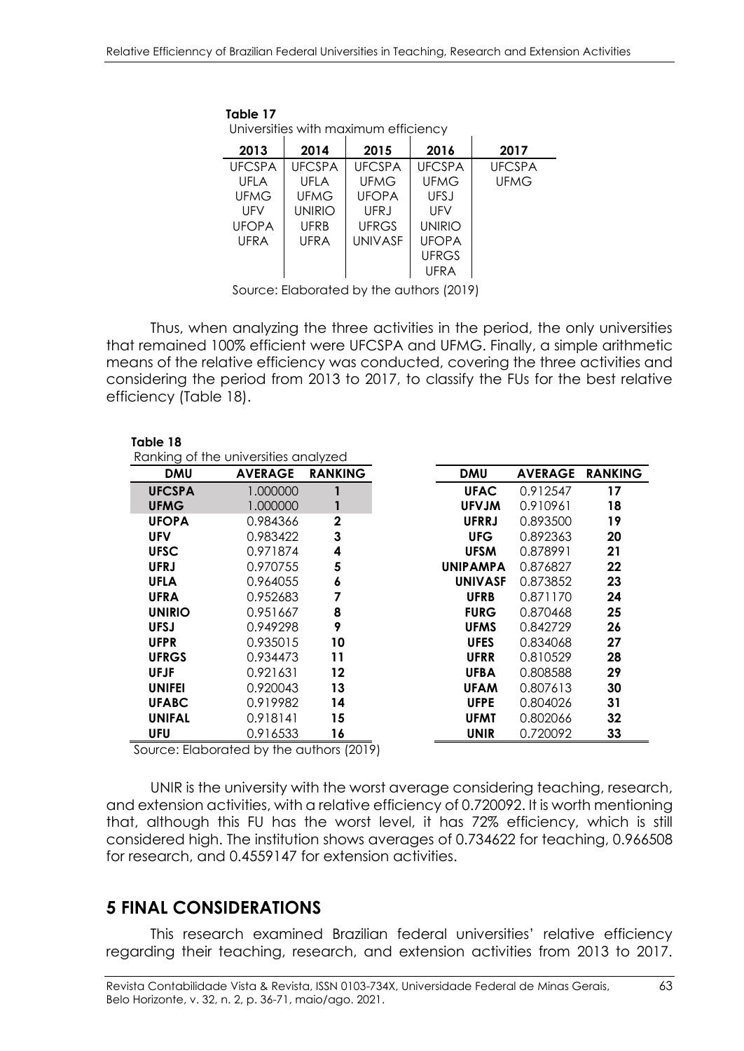**Table 17**
Universities with maximum efficiency

| 2013 | 2014 | 2015 | 2016 | 2017 |
|---|---|---|---|---|
| UFCSPA | UFCSPA | UFCSPA | UFCSPA | UFCSPA |
| UFLA | UFLA | UFMG | UFMG | UFMG |
| UFMG | UFMG | UFOPA | UFSJ | |
| UFV | UNIRIO | UFRJ | UFV | |
| UFOPA | UFRB | UFRGS | UNIRIO | |
| UFRA | UFRA | UNIVASF | UFOPA | |
| | | | UFRGS | |
| | | | UFRA | |

Source: Elaborated by the authors (2019)

Thus, when analyzing the three activities in the period, the only universities that remained 100% efficient were UFCSPA and UFMG. Finally, a simple arithmetic means of the relative efficiency was conducted, covering the three activities and considering the period from 2013 to 2017, to classify the FUs for the best relative efficiency (Table 18).

**Table 18**
Ranking of the universities analyzed

| DMU | AVERAGE | RANKING | DMU | AVERAGE | RANKING |
|---|---|---|---|---|---|
| **UFCSPA** | 1.000000 | **1** | **UFAC** | 0.912547 | **17** |
| **UFMG** | 1.000000 | **1** | **UFVJM** | 0.910961 | **18** |
| **UFOPA** | 0.984366 | **2** | **UFRRJ** | 0.893500 | **19** |
| **UFV** | 0.983422 | **3** | **UFG** | 0.892363 | **20** |
| **UFSC** | 0.971874 | **4** | **UFSM** | 0.878991 | **21** |
| **UFRJ** | 0.970755 | **5** | **UNIPAMPA** | 0.876827 | **22** |
| **UFLA** | 0.964055 | **6** | **UNIVASF** | 0.873852 | **23** |
| **UFRA** | 0.952683 | **7** | **UFRB** | 0.871170 | **24** |
| **UNIRIO** | 0.951667 | **8** | **FURG** | 0.870468 | **25** |
| **UFSJ** | 0.949298 | **9** | **UFMS** | 0.842729 | **26** |
| **UFPR** | 0.935015 | **10** | **UFES** | 0.834068 | **27** |
| **UFRGS** | 0.934473 | **11** | **UFRR** | 0.810529 | **28** |
| **UFJF** | 0.921631 | **12** | **UFBA** | 0.808588 | **29** |
| **UNIFEI** | 0.920043 | **13** | **UFAM** | 0.807613 | **30** |
| **UFABC** | 0.919982 | **14** | **UFPE** | 0.804026 | **31** |
| **UNIFAL** | 0.918141 | **15** | **UFMT** | 0.802066 | **32** |
| **UFU** | 0.916533 | **16** | **UNIR** | 0.720092 | **33** |

Source: Elaborated by the authors (2019)

UNIR is the university with the worst average considering teaching, research, and extension activities, with a relative efficiency of 0.720092. It is worth mentioning that, although this FU has the worst level, it has 72% efficiency, which is still considered high. The institution shows averages of 0.734622 for teaching, 0.966508 for research, and 0.4559147 for extension activities.

## 5 FINAL CONSIDERATIONS

This research examined Brazilian federal universities' relative efficiency regarding their teaching, research, and extension activities from 2013 to 2017.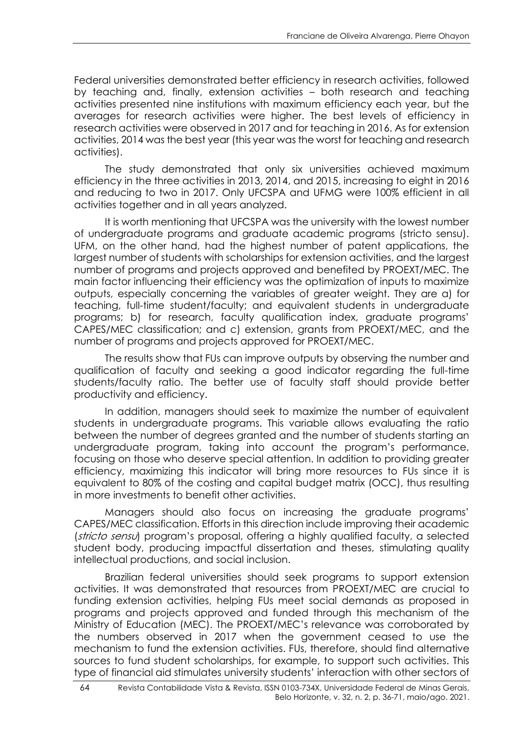Federal universities demonstrated better efficiency in research activities, followed by teaching and, finally, extension activities – both research and teaching activities presented nine institutions with maximum efficiency each year, but the averages for research activities were higher. The best levels of efficiency in research activities were observed in 2017 and for teaching in 2016. As for extension activities, 2014 was the best year (this year was the worst for teaching and research activities).

The study demonstrated that only six universities achieved maximum efficiency in the three activities in 2013, 2014, and 2015, increasing to eight in 2016 and reducing to two in 2017. Only UFCSPA and UFMG were 100% efficient in all activities together and in all years analyzed.

It is worth mentioning that UFCSPA was the university with the lowest number of undergraduate programs and graduate academic programs (stricto sensu). UFM, on the other hand, had the highest number of patent applications, the largest number of students with scholarships for extension activities, and the largest number of programs and projects approved and benefited by PROEXT/MEC. The main factor influencing their efficiency was the optimization of inputs to maximize outputs, especially concerning the variables of greater weight. They are a) for teaching, full-time student/faculty; and equivalent students in undergraduate programs; b) for research, faculty qualification index, graduate programs' CAPES/MEC classification; and c) extension, grants from PROEXT/MEC, and the number of programs and projects approved for PROEXT/MEC.

The results show that FUs can improve outputs by observing the number and qualification of faculty and seeking a good indicator regarding the full-time students/faculty ratio. The better use of faculty staff should provide better productivity and efficiency.

In addition, managers should seek to maximize the number of equivalent students in undergraduate programs. This variable allows evaluating the ratio between the number of degrees granted and the number of students starting an undergraduate program, taking into account the program's performance, focusing on those who deserve special attention. In addition to providing greater efficiency, maximizing this indicator will bring more resources to FUs since it is equivalent to 80% of the costing and capital budget matrix (OCC), thus resulting in more investments to benefit other activities.

Managers should also focus on increasing the graduate programs' CAPES/MEC classification. Efforts in this direction include improving their academic (*stricto sensu*) program's proposal, offering a highly qualified faculty, a selected student body, producing impactful dissertation and theses, stimulating quality intellectual productions, and social inclusion.

Brazilian federal universities should seek programs to support extension activities. It was demonstrated that resources from PROEXT/MEC are crucial to funding extension activities, helping FUs meet social demands as proposed in programs and projects approved and funded through this mechanism of the Ministry of Education (MEC). The PROEXT/MEC's relevance was corroborated by the numbers observed in 2017 when the government ceased to use the mechanism to fund the extension activities. FUs, therefore, should find alternative sources to fund student scholarships, for example, to support such activities. This type of financial aid stimulates university students' interaction with other sectors of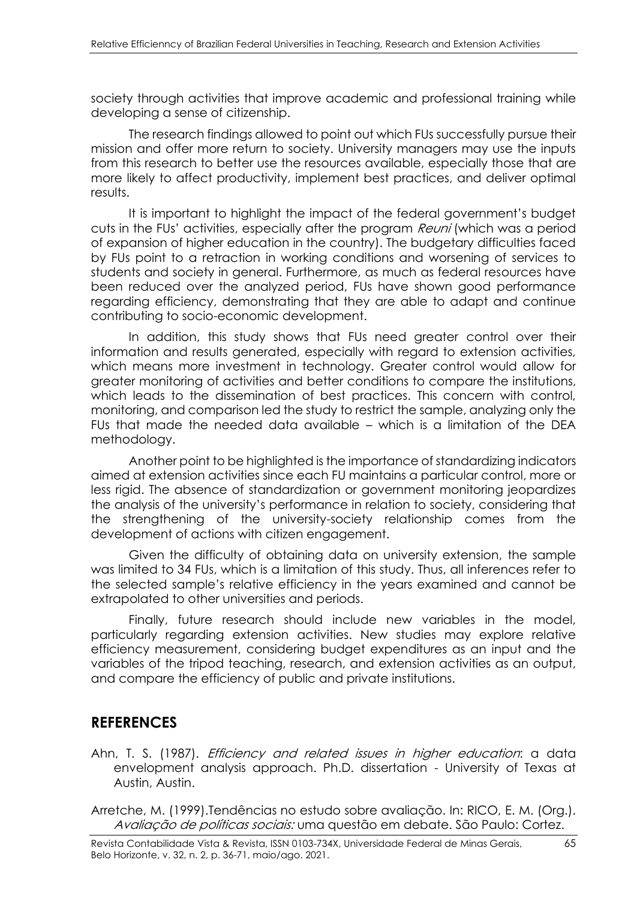society through activities that improve academic and professional training while developing a sense of citizenship.

The research findings allowed to point out which FUs successfully pursue their mission and offer more return to society. University managers may use the inputs from this research to better use the resources available, especially those that are more likely to affect productivity, implement best practices, and deliver optimal results.

It is important to highlight the impact of the federal government's budget cuts in the FUs' activities, especially after the program *Reuni* (which was a period of expansion of higher education in the country). The budgetary difficulties faced by FUs point to a retraction in working conditions and worsening of services to students and society in general. Furthermore, as much as federal resources have been reduced over the analyzed period, FUs have shown good performance regarding efficiency, demonstrating that they are able to adapt and continue contributing to socio-economic development.

In addition, this study shows that FUs need greater control over their information and results generated, especially with regard to extension activities, which means more investment in technology. Greater control would allow for greater monitoring of activities and better conditions to compare the institutions, which leads to the dissemination of best practices. This concern with control, monitoring, and comparison led the study to restrict the sample, analyzing only the FUs that made the needed data available – which is a limitation of the DEA methodology.

Another point to be highlighted is the importance of standardizing indicators aimed at extension activities since each FU maintains a particular control, more or less rigid. The absence of standardization or government monitoring jeopardizes the analysis of the university's performance in relation to society, considering that the strengthening of the university-society relationship comes from the development of actions with citizen engagement.

Given the difficulty of obtaining data on university extension, the sample was limited to 34 FUs, which is a limitation of this study. Thus, all inferences refer to the selected sample's relative efficiency in the years examined and cannot be extrapolated to other universities and periods.

Finally, future research should include new variables in the model, particularly regarding extension activities. New studies may explore relative efficiency measurement, considering budget expenditures as an input and the variables of the tripod teaching, research, and extension activities as an output, and compare the efficiency of public and private institutions.

## REFERENCES

Ahn, T. S. (1987). *Efficiency and related issues in higher education*: a data envelopment analysis approach. Ph.D. dissertation - University of Texas at Austin, Austin.

Arretche, M. (1999).Tendências no estudo sobre avaliação. In: RICO, E. M. (Org.). *Avaliação de políticas sociais:* uma questão em debate. São Paulo: Cortez.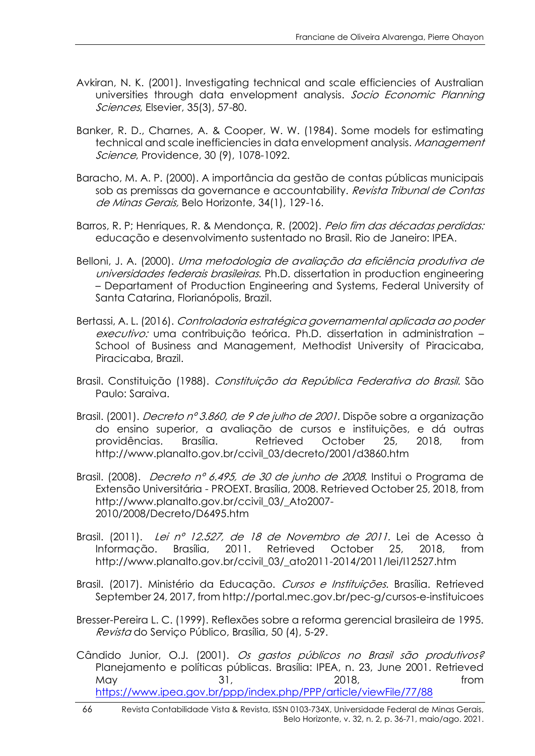Avkiran, N. K. (2001). Investigating technical and scale efficiencies of Australian universities through data envelopment analysis. *Socio Economic Planning Sciences*, Elsevier, 35(3), 57-80.

Banker, R. D., Charnes, A. & Cooper, W. W. (1984). Some models for estimating technical and scale inefficiencies in data envelopment analysis. *Management Science*, Providence, 30 (9), 1078-1092.

Baracho, M. A. P. (2000). A importância da gestão de contas públicas municipais sob as premissas da governance e accountability. *Revista Tribunal de Contas de Minas Gerais,* Belo Horizonte, 34(1), 129-16.

Barros, R. P; Henriques, R. & Mendonça, R. (2002). *Pelo fim das décadas perdidas:* educação e desenvolvimento sustentado no Brasil. Rio de Janeiro: IPEA.

Belloni, J. A. (2000). *Uma metodologia de avaliação da eficiência produtiva de universidades federais brasileiras*. Ph.D. dissertation in production engineering – Departament of Production Engineering and Systems, Federal University of Santa Catarina, Florianópolis, Brazil.

Bertassi, A. L. (2016). *Controladoria estratégica governamental aplicada ao poder executivo:* uma contribuição teórica. Ph.D. dissertation in administration – School of Business and Management, Methodist University of Piracicaba, Piracicaba, Brazil.

Brasil. Constituição (1988). *Constituição da República Federativa do Brasil*. São Paulo: Saraiva.

Brasil. (2001). *Decreto nº 3.860, de 9 de julho de 2001.* Dispõe sobre a organização do ensino superior, a avaliação de cursos e instituições, e dá outras providências. Brasília. Retrieved October 25, 2018, from http://www.planalto.gov.br/ccivil_03/decreto/2001/d3860.htm

Brasil. (2008). *Decreto nº 6.495, de 30 de junho de 2008*. Institui o Programa de Extensão Universitária - PROEXT. Brasília, 2008. Retrieved October 25, 2018, from http://www.planalto.gov.br/ccivil_03/_Ato2007-2010/2008/Decreto/D6495.htm

Brasil. (2011). *Lei nº 12.527, de 18 de Novembro de 2011.* Lei de Acesso à Informação. Brasília, 2011. Retrieved October 25, 2018, from http://www.planalto.gov.br/ccivil_03/_ato2011-2014/2011/lei/l12527.htm

Brasil. (2017). Ministério da Educação. *Cursos e Instituições.* Brasília. Retrieved September 24, 2017, from http://portal.mec.gov.br/pec-g/cursos-e-instituicoes

Bresser-Pereira L. C. (1999). Reflexões sobre a reforma gerencial brasileira de 1995. *Revista* do Serviço Público, Brasília, 50 (4), 5-29.

Cândido Junior, O.J. (2001). *Os gastos públicos no Brasil são produtivos?* Planejamento e políticas públicas. Brasília: IPEA, n. 23, June 2001. Retrieved May 31, 2018, from https://www.ipea.gov.br/ppp/index.php/PPP/article/viewFile/77/88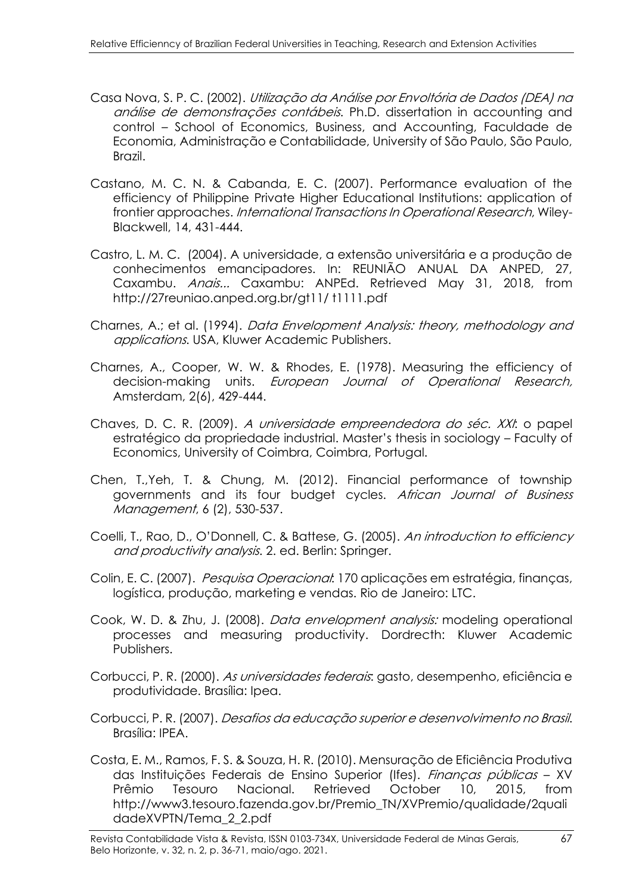Casa Nova, S. P. C. (2002). *Utilização da Análise por Envoltória de Dados (DEA) na análise de demonstrações contábeis*. Ph.D. dissertation in accounting and control – School of Economics, Business, and Accounting, Faculdade de Economia, Administração e Contabilidade, University of São Paulo, São Paulo, Brazil.

Castano, M. C. N. & Cabanda, E. C. (2007). Performance evaluation of the efficiency of Philippine Private Higher Educational Institutions: application of frontier approaches. *International Transactions In Operational Research*, Wiley-Blackwell, 14, 431-444.

Castro, L. M. C. (2004). A universidade, a extensão universitária e a produção de conhecimentos emancipadores. In: REUNIÃO ANUAL DA ANPED, 27, Caxambu. *Anais...* Caxambu: ANPEd. Retrieved May 31, 2018, from http://27reuniao.anped.org.br/gt11/ t1111.pdf

Charnes, A.; et al. (1994). *Data Envelopment Analysis: theory, methodology and applications*. USA, Kluwer Academic Publishers.

Charnes, A., Cooper, W. W. & Rhodes, E. (1978). Measuring the efficiency of decision-making units. *European Journal of Operational Research*, Amsterdam, 2(6), 429-444.

Chaves, D. C. R. (2009). *A universidade empreendedora do séc. XXI*: o papel estratégico da propriedade industrial. Master's thesis in sociology – Faculty of Economics, University of Coimbra, Coimbra, Portugal.

Chen, T.,Yeh, T. & Chung, M. (2012). Financial performance of township governments and its four budget cycles. *African Journal of Business Management*, 6 (2), 530-537.

Coelli, T., Rao, D., O'Donnell, C. & Battese, G. (2005). *An introduction to efficiency and productivity analysis*. 2. ed. Berlin: Springer.

Colin, E. C. (2007). *Pesquisa Operacional*: 170 aplicações em estratégia, finanças, logística, produção, marketing e vendas. Rio de Janeiro: LTC.

Cook, W. D. & Zhu, J. (2008). *Data envelopment analysis:* modeling operational processes and measuring productivity. Dordrecth: Kluwer Academic Publishers.

Corbucci, P. R. (2000). *As universidades federais*: gasto, desempenho, eficiência e produtividade. Brasília: Ipea.

Corbucci, P. R. (2007). *Desafios da educação superior e desenvolvimento no Brasil*. Brasília: IPEA.

Costa, E. M., Ramos, F. S. & Souza, H. R. (2010). Mensuração de Eficiência Produtiva das Instituições Federais de Ensino Superior (Ifes). *Finanças públicas* – XV Prêmio Tesouro Nacional. Retrieved October 10, 2015, from http://www3.tesouro.fazenda.gov.br/Premio_TN/XVPremio/qualidade/2qualidadeXVPTN/Tema_2_2.pdf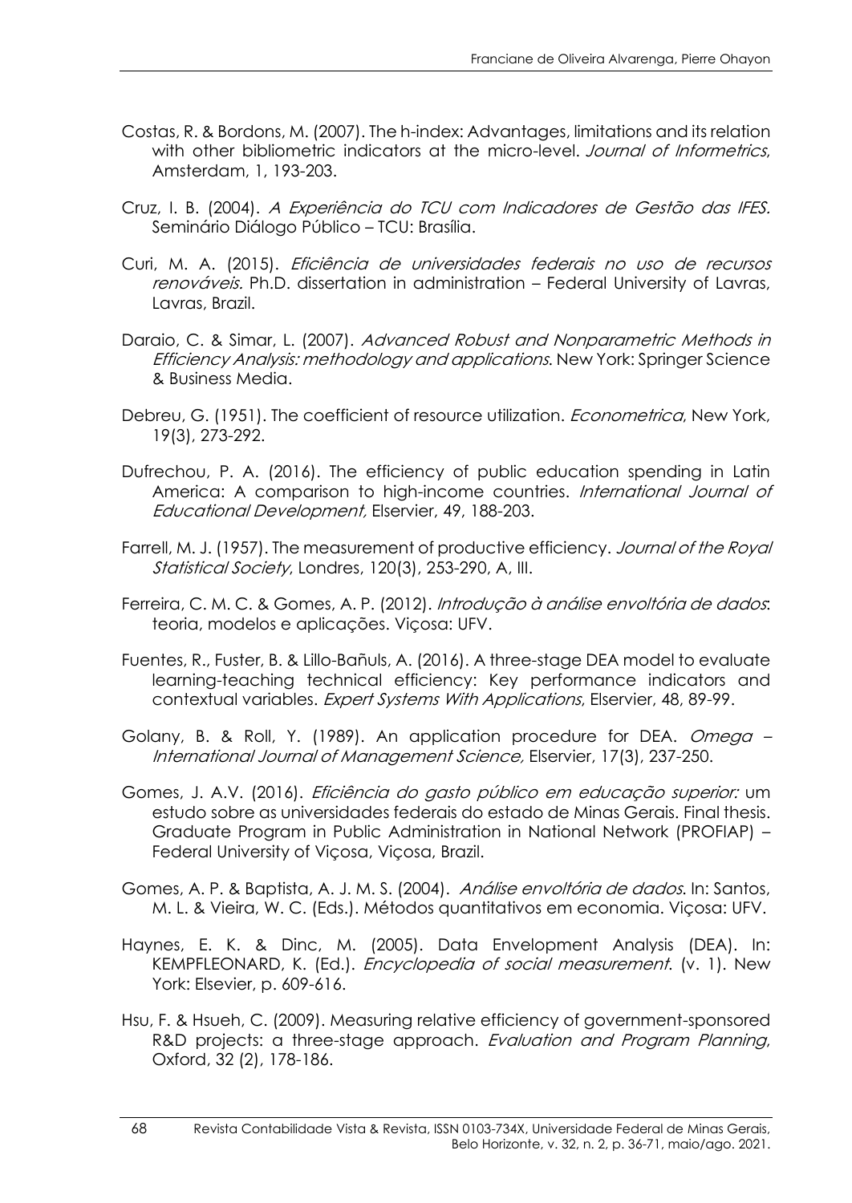Costas, R. & Bordons, M. (2007). The h-index: Advantages, limitations and its relation with other bibliometric indicators at the micro-level. *Journal of Informetrics*, Amsterdam, 1, 193-203.

Cruz, I. B. (2004). *A Experiência do TCU com Indicadores de Gestão das IFES.* Seminário Diálogo Público – TCU: Brasília.

Curi, M. A. (2015). *Eficiência de universidades federais no uso de recursos renováveis.* Ph.D. dissertation in administration – Federal University of Lavras, Lavras, Brazil.

Daraio, C. & Simar, L. (2007). *Advanced Robust and Nonparametric Methods in Efficiency Analysis: methodology and applications*. New York: Springer Science & Business Media.

Debreu, G. (1951). The coefficient of resource utilization. *Econometrica*, New York, 19(3), 273-292.

Dufrechou, P. A. (2016). The efficiency of public education spending in Latin America: A comparison to high-income countries. *International Journal of Educational Development,* Elservier, 49, 188-203.

Farrell, M. J. (1957). The measurement of productive efficiency. *Journal of the Royal Statistical Society*, Londres, 120(3), 253-290, A, III.

Ferreira, C. M. C. & Gomes, A. P. (2012). *Introdução à análise envoltória de dados*: teoria, modelos e aplicações. Viçosa: UFV.

Fuentes, R., Fuster, B. & Lillo-Bañuls, A. (2016). A three-stage DEA model to evaluate learning-teaching technical efficiency: Key performance indicators and contextual variables. *Expert Systems With Applications*, Elservier, 48, 89-99.

Golany, B. & Roll, Y. (1989). An application procedure for DEA. *Omega – International Journal of Management Science,* Elservier, 17(3), 237-250.

Gomes, J. A.V. (2016). *Eficiência do gasto público em educação superior:* um estudo sobre as universidades federais do estado de Minas Gerais. Final thesis. Graduate Program in Public Administration in National Network (PROFIAP) – Federal University of Viçosa, Viçosa, Brazil.

Gomes, A. P. & Baptista, A. J. M. S. (2004). *Análise envoltória de dados*. In: Santos, M. L. & Vieira, W. C. (Eds.). Métodos quantitativos em economia. Viçosa: UFV.

Haynes, E. K. & Dinc, M. (2005). Data Envelopment Analysis (DEA). In: KEMPFLEONARD, K. (Ed.). *Encyclopedia of social measurement*. (v. 1). New York: Elsevier, p. 609-616.

Hsu, F. & Hsueh, C. (2009). Measuring relative efficiency of government-sponsored R&D projects: a three-stage approach. *Evaluation and Program Planning*, Oxford, 32 (2), 178-186.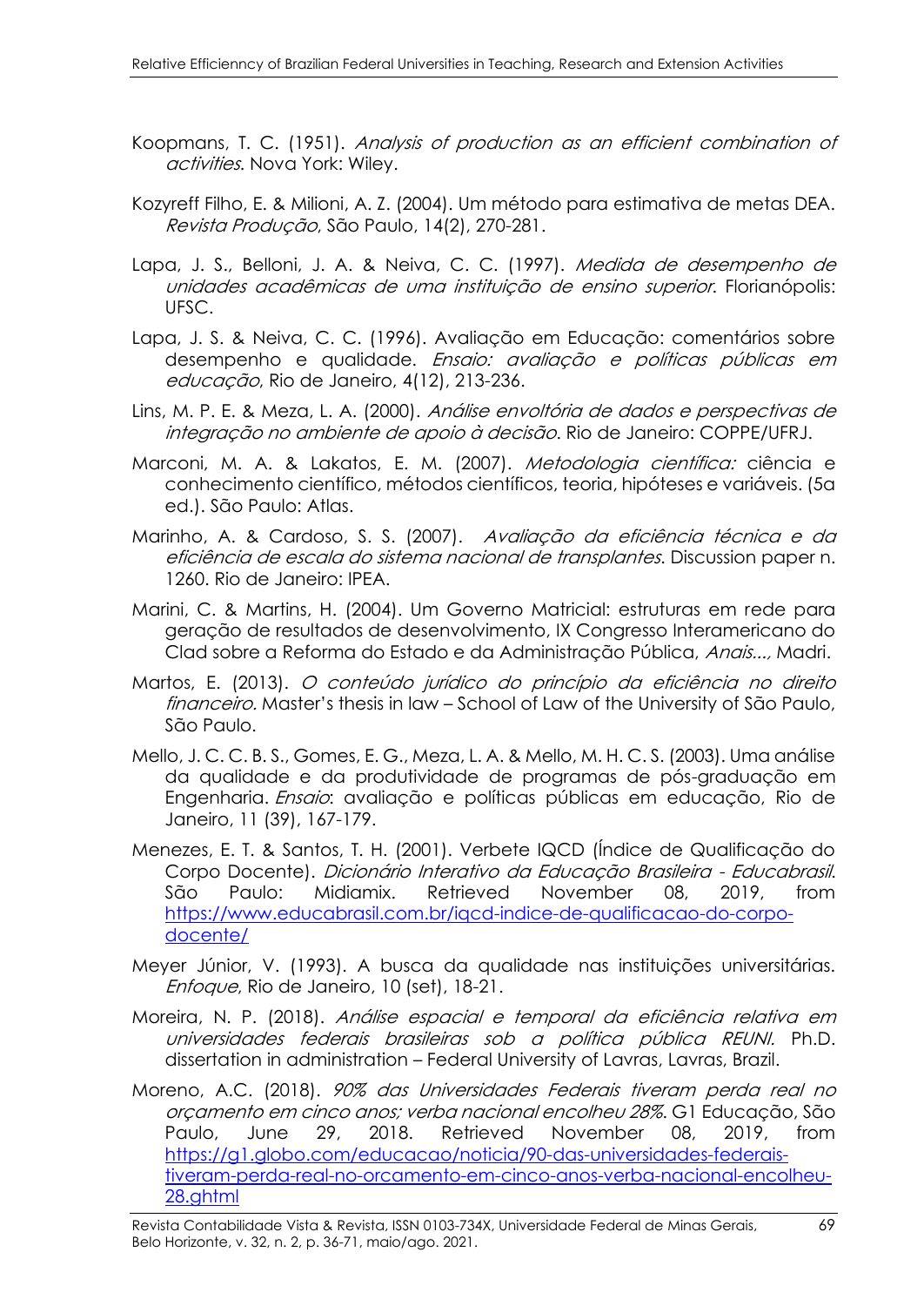Koopmans, T. C. (1951). *Analysis of production as an efficient combination of activities*. Nova York: Wiley.

Kozyreff Filho, E. & Milioni, A. Z. (2004). Um método para estimativa de metas DEA. *Revista Produção*, São Paulo, 14(2), 270-281.

Lapa, J. S., Belloni, J. A. & Neiva, C. C. (1997). *Medida de desempenho de unidades acadêmicas de uma instituição de ensino superior*. Florianópolis: UFSC.

Lapa, J. S. & Neiva, C. C. (1996). Avaliação em Educação: comentários sobre desempenho e qualidade. *Ensaio: avaliação e políticas públicas em educação*, Rio de Janeiro, 4(12), 213-236.

Lins, M. P. E. & Meza, L. A. (2000). *Análise envoltória de dados e perspectivas de integração no ambiente de apoio à decisão*. Rio de Janeiro: COPPE/UFRJ.

Marconi, M. A. & Lakatos, E. M. (2007). *Metodologia científica:* ciência e conhecimento científico, métodos científicos, teoria, hipóteses e variáveis. (5a ed.). São Paulo: Atlas.

Marinho, A. & Cardoso, S. S. (2007). *Avaliação da eficiência técnica e da eficiência de escala do sistema nacional de transplantes*. Discussion paper n. 1260. Rio de Janeiro: IPEA.

Marini, C. & Martins, H. (2004). Um Governo Matricial: estruturas em rede para geração de resultados de desenvolvimento, IX Congresso Interamericano do Clad sobre a Reforma do Estado e da Administração Pública, *Anais...*, Madri.

Martos, E. (2013). *O conteúdo jurídico do princípio da eficiência no direito financeiro*. Master's thesis in law – School of Law of the University of São Paulo, São Paulo.

Mello, J. C. C. B. S., Gomes, E. G., Meza, L. A. & Mello, M. H. C. S. (2003). Uma análise da qualidade e da produtividade de programas de pós-graduação em Engenharia. *Ensaio*: avaliação e políticas públicas em educação, Rio de Janeiro, 11 (39), 167-179.

Menezes, E. T. & Santos, T. H. (2001). Verbete IQCD (Índice de Qualificação do Corpo Docente). *Dicionário Interativo da Educação Brasileira - Educabrasil*. São Paulo: Midiamix. Retrieved November 08, 2019, from https://www.educabrasil.com.br/iqcd-indice-de-qualificacao-do-corpo-docente/

Meyer Júnior, V. (1993). A busca da qualidade nas instituições universitárias. *Enfoque*, Rio de Janeiro, 10 (set), 18-21.

Moreira, N. P. (2018). *Análise espacial e temporal da eficiência relativa em universidades federais brasileiras sob a política pública REUNI*. Ph.D. dissertation in administration – Federal University of Lavras, Lavras, Brazil.

Moreno, A.C. (2018). *90% das Universidades Federais tiveram perda real no orçamento em cinco anos; verba nacional encolheu 28%*. G1 Educação, São Paulo, June 29, 2018. Retrieved November 08, 2019, from https://g1.globo.com/educacao/noticia/90-das-universidades-federais-tiveram-perda-real-no-orcamento-em-cinco-anos-verba-nacional-encolheu-28.ghtml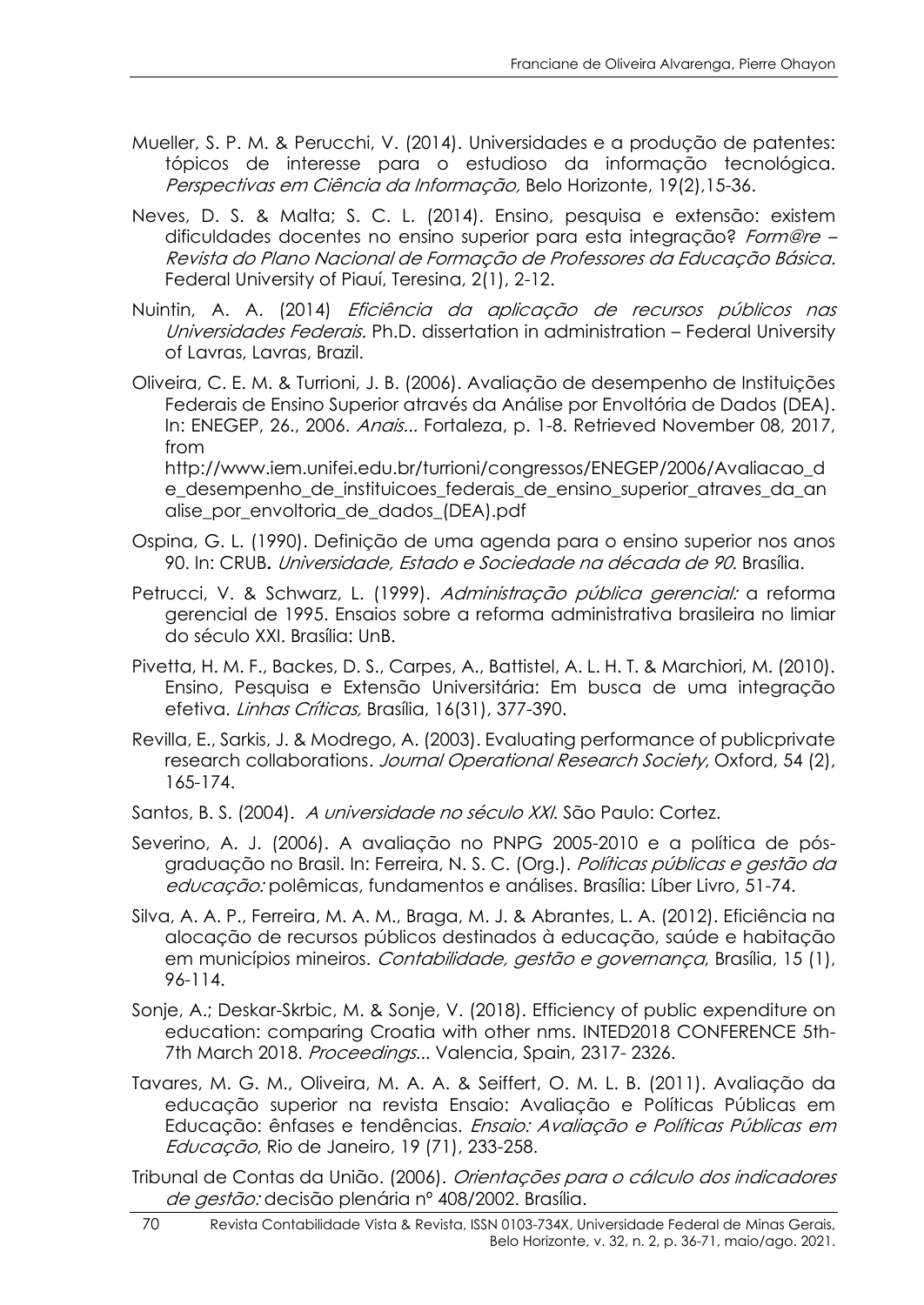Mueller, S. P. M. & Perucchi, V. (2014). Universidades e a produção de patentes: tópicos de interesse para o estudioso da informação tecnológica. *Perspectivas em Ciência da Informação,* Belo Horizonte, 19(2),15-36.

Neves, D. S. & Malta; S. C. L. (2014). Ensino, pesquisa e extensão: existem dificuldades docentes no ensino superior para esta integração? *Form@re – Revista do Plano Nacional de Formação de Professores da Educação Básica.* Federal University of Piauí, Teresina, 2(1), 2-12.

Nuintin, A. A. (2014) *Eficiência da aplicação de recursos públicos nas Universidades Federais*. Ph.D. dissertation in administration – Federal University of Lavras, Lavras, Brazil.

Oliveira, C. E. M. & Turrioni, J. B. (2006). Avaliação de desempenho de Instituições Federais de Ensino Superior através da Análise por Envoltória de Dados (DEA). In: ENEGEP, 26., 2006. *Anais...* Fortaleza, p. 1-8. Retrieved November 08, 2017, from http://www.iem.unifei.edu.br/turrioni/congressos/ENEGEP/2006/Avaliacao_de_desempenho_de_instituicoes_federais_de_ensino_superior_atraves_da_analise_por_envoltoria_de_dados_(DEA).pdf

Ospina, G. L. (1990). Definição de uma agenda para o ensino superior nos anos 90. In: CRUB**.** *Universidade, Estado e Sociedade na década de 90*. Brasília.

Petrucci, V. & Schwarz, L. (1999). *Administração pública gerencial:* a reforma gerencial de 1995. Ensaios sobre a reforma administrativa brasileira no limiar do século XXI. Brasília: UnB.

Pivetta, H. M. F., Backes, D. S., Carpes, A., Battistel, A. L. H. T. & Marchiori, M. (2010). Ensino, Pesquisa e Extensão Universitária: Em busca de uma integração efetiva. *Linhas Críticas,* Brasília, 16(31), 377-390.

Revilla, E., Sarkis, J. & Modrego, A. (2003). Evaluating performance of publicprivate research collaborations. *Journal Operational Research Society*, Oxford, 54 (2), 165-174.

Santos, B. S. (2004). *A universidade no século XXI*. São Paulo: Cortez.

Severino, A. J. (2006). A avaliação no PNPG 2005-2010 e a política de pós-graduação no Brasil. In: Ferreira, N. S. C. (Org.). *Políticas públicas e gestão da educação:* polêmicas, fundamentos e análises. Brasília: Líber Livro, 51-74.

Silva, A. A. P., Ferreira, M. A. M., Braga, M. J. & Abrantes, L. A. (2012). Eficiência na alocação de recursos públicos destinados à educação, saúde e habitação em municípios mineiros. *Contabilidade, gestão e governança*, Brasília, 15 (1), 96-114.

Sonje, A.; Deskar-Skrbic, M. & Sonje, V. (2018). Efficiency of public expenditure on education: comparing Croatia with other nms. INTED2018 CONFERENCE 5th-7th March 2018. *Proceedings*... Valencia, Spain, 2317- 2326.

Tavares, M. G. M., Oliveira, M. A. A. & Seiffert, O. M. L. B. (2011). Avaliação da educação superior na revista Ensaio: Avaliação e Políticas Públicas em Educação: ênfases e tendências. *Ensaio: Avaliação e Políticas Públicas em Educação*, Rio de Janeiro, 19 (71), 233-258.

Tribunal de Contas da União. (2006). *Orientações para o cálculo dos indicadores de gestão:* decisão plenária nº 408/2002. Brasília.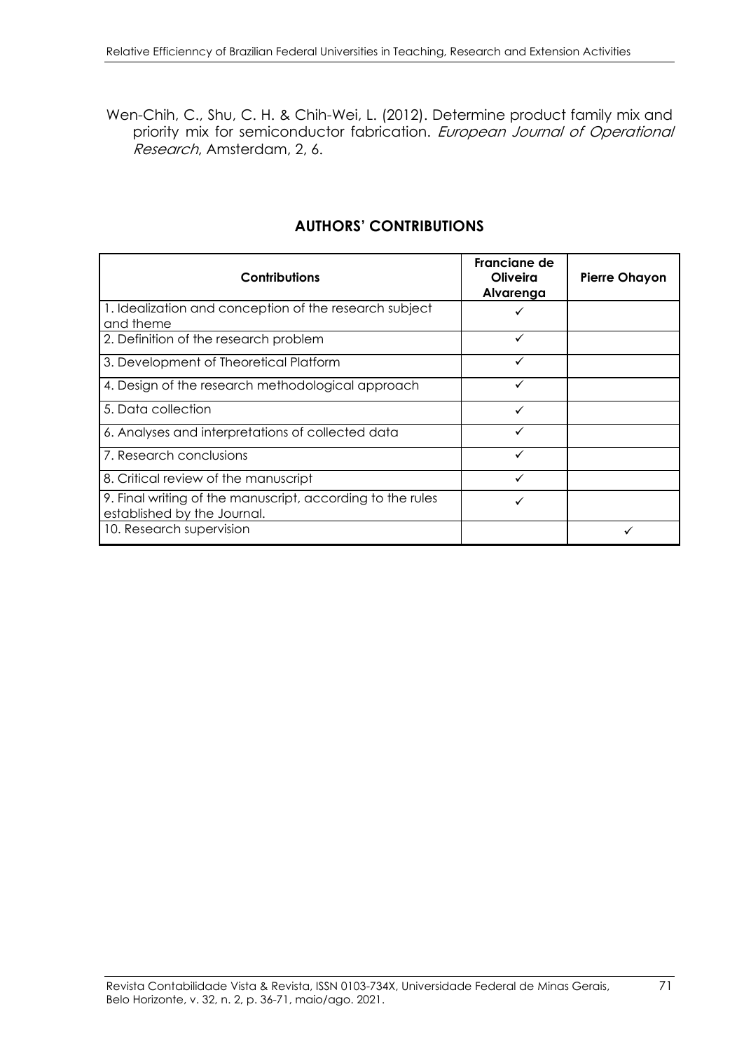Wen-Chih, C., Shu, C. H. & Chih-Wei, L. (2012). Determine product family mix and priority mix for semiconductor fabrication. *European Journal of Operational Research*, Amsterdam, 2, 6.

## AUTHORS' CONTRIBUTIONS

| Contributions | Franciane de Oliveira Alvarenga | Pierre Ohayon |
|---|---|---|
| 1. Idealization and conception of the research subject and theme | ✓ | |
| 2. Definition of the research problem | ✓ | |
| 3. Development of Theoretical Platform | ✓ | |
| 4. Design of the research methodological approach | ✓ | |
| 5. Data collection | ✓ | |
| 6. Analyses and interpretations of collected data | ✓ | |
| 7. Research conclusions | ✓ | |
| 8. Critical review of the manuscript | ✓ | |
| 9. Final writing of the manuscript, according to the rules established by the Journal. | ✓ | |
| 10. Research supervision | | ✓ |